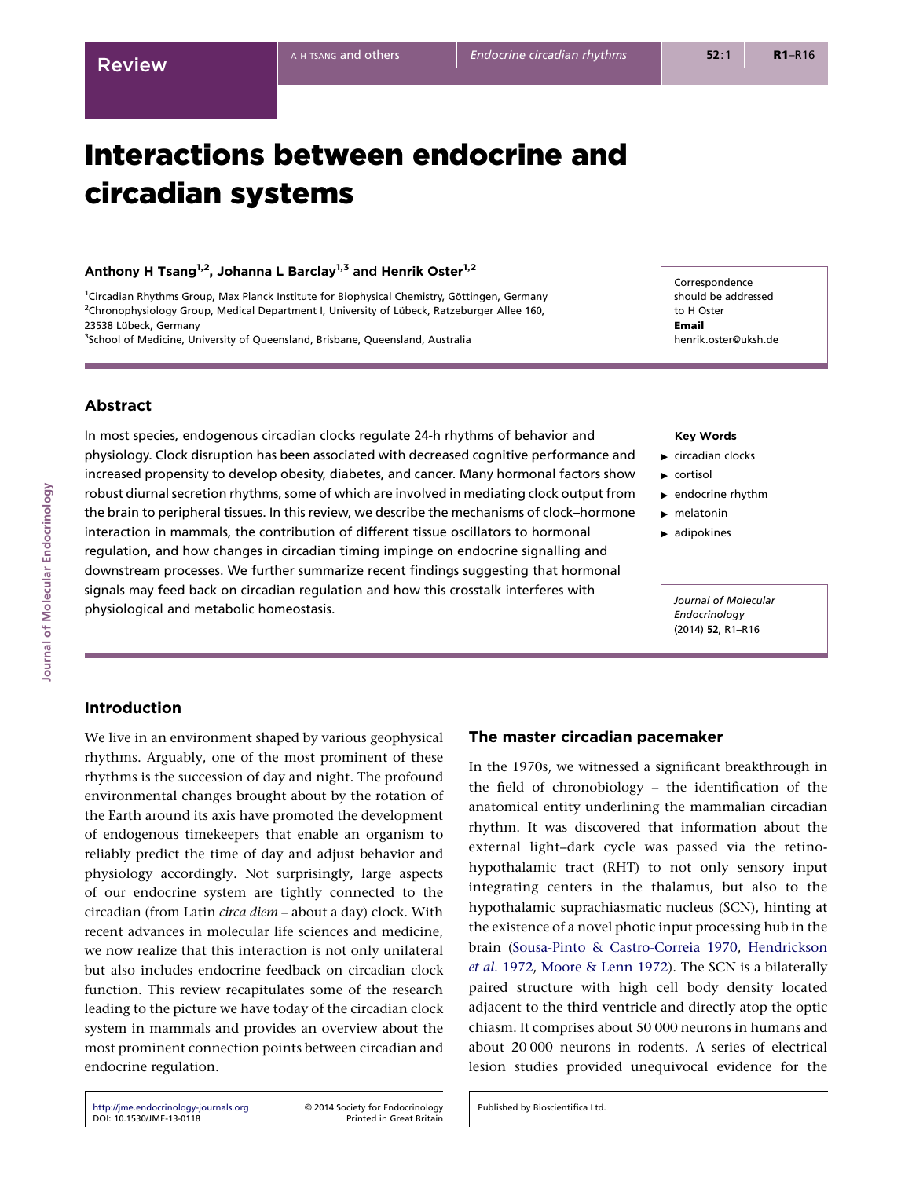Review

# Interactions between endocrine and circadian systems

**Anthony H Tsang[1,2], Johanna L Barclay[1,3] and Henrik Oster[1,2]**

[1]Circadian Rhythms Group, Max Planck Institute for Biophysical Chemistry, Göttingen, Germany
[2]Chronophysiology Group, Medical Department I, University of Lübeck, Ratzeburger Allee 160, 23538 Lübeck, Germany
[3]School of Medicine, University of Queensland, Brisbane, Queensland, Australia

Correspondence should be addressed to H Oster
**Email**
henrik.oster@uksh.de

## Abstract

In most species, endogenous circadian clocks regulate 24-h rhythms of behavior and physiology. Clock disruption has been associated with decreased cognitive performance and increased propensity to develop obesity, diabetes, and cancer. Many hormonal factors show robust diurnal secretion rhythms, some of which are involved in mediating clock output from the brain to peripheral tissues. In this review, we describe the mechanisms of clock–hormone interaction in mammals, the contribution of different tissue oscillators to hormonal regulation, and how changes in circadian timing impinge on endocrine signalling and downstream processes. We further summarize recent findings suggesting that hormonal signals may feed back on circadian regulation and how this crosstalk interferes with physiological and metabolic homeostasis.

**Key Words**

- circadian clocks
- cortisol
- endocrine rhythm
- melatonin
- adipokines

## Introduction

We live in an environment shaped by various geophysical rhythms. Arguably, one of the most prominent of these rhythms is the succession of day and night. The profound environmental changes brought about by the rotation of the Earth around its axis have promoted the development of endogenous timekeepers that enable an organism to reliably predict the time of day and adjust behavior and physiology accordingly. Not surprisingly, large aspects of our endocrine system are tightly connected to the circadian (from Latin *circa diem* – about a day) clock. With recent advances in molecular life sciences and medicine, we now realize that this interaction is not only unilateral but also includes endocrine feedback on circadian clock function. This review recapitulates some of the research leading to the picture we have today of the circadian clock system in mammals and provides an overview about the most prominent connection points between circadian and endocrine regulation.

## The master circadian pacemaker

In the 1970s, we witnessed a significant breakthrough in the field of chronobiology – the identification of the anatomical entity underlining the mammalian circadian rhythm. It was discovered that information about the external light–dark cycle was passed via the retino-hypothalamic tract (RHT) to not only sensory input integrating centers in the thalamus, but also to the hypothalamic suprachiasmatic nucleus (SCN), hinting at the existence of a novel photic input processing hub in the brain (Sousa-Pinto & Castro-Correia 1970, Hendrickson *et al.* 1972, Moore & Lenn 1972). The SCN is a bilaterally paired structure with high cell body density located adjacent to the third ventricle and directly atop the optic chiasm. It comprises about 50 000 neurons in humans and about 20 000 neurons in rodents. A series of electrical lesion studies provided unequivocal evidence for the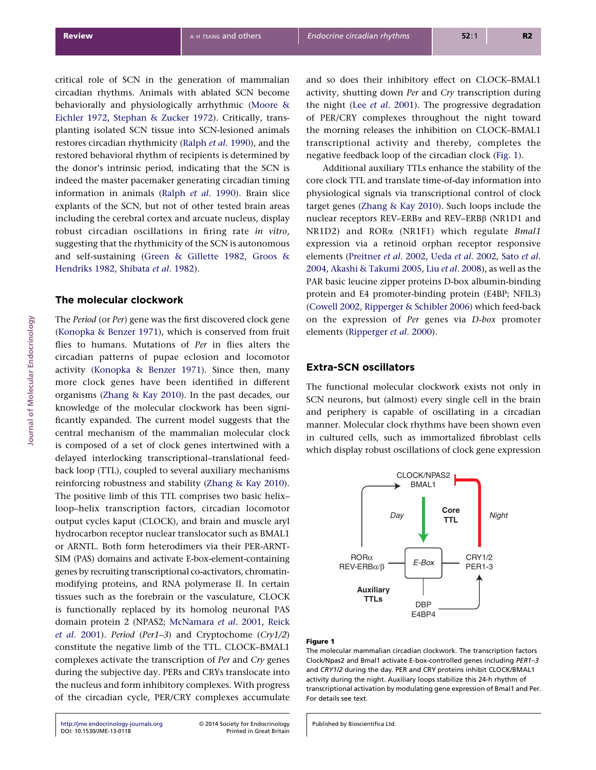critical role of SCN in the generation of mammalian circadian rhythms. Animals with ablated SCN become behaviorally and physiologically arrhythmic (Moore & Eichler 1972, Stephan & Zucker 1972). Critically, transplanting isolated SCN tissue into SCN-lesioned animals restores circadian rhythmicity (Ralph *et al*. 1990), and the restored behavioral rhythm of recipients is determined by the donor's intrinsic period, indicating that the SCN is indeed the master pacemaker generating circadian timing information in animals (Ralph *et al*. 1990). Brain slice explants of the SCN, but not of other tested brain areas including the cerebral cortex and arcuate nucleus, display robust circadian oscillations in firing rate *in vitro*, suggesting that the rhythmicity of the SCN is autonomous and self-sustaining (Green & Gillette 1982, Groos & Hendriks 1982, Shibata *et al*. 1982).

## The molecular clockwork

The *Period* (or *Per*) gene was the first discovered clock gene (Konopka & Benzer 1971), which is conserved from fruit flies to humans. Mutations of *Per* in flies alters the circadian patterns of pupae eclosion and locomotor activity (Konopka & Benzer 1971). Since then, many more clock genes have been identified in different organisms (Zhang & Kay 2010). In the past decades, our knowledge of the molecular clockwork has been significantly expanded. The current model suggests that the central mechanism of the mammalian molecular clock is composed of a set of clock genes intertwined with a delayed interlocking transcriptional–translational feedback loop (TTL), coupled to several auxiliary mechanisms reinforcing robustness and stability (Zhang & Kay 2010). The positive limb of this TTL comprises two basic helix–loop–helix transcription factors, circadian locomotor output cycles kaput (CLOCK), and brain and muscle aryl hydrocarbon receptor nuclear translocator such as BMAL1 or ARNTL. Both form heterodimers via their PER-ARNT-SIM (PAS) domains and activate E-box-element-containing genes by recruiting transcriptional co-activators, chromatin-modifying proteins, and RNA polymerase II. In certain tissues such as the forebrain or the vasculature, CLOCK is functionally replaced by its homolog neuronal PAS domain protein 2 (NPAS2; McNamara *et al*. 2001, Reick *et al*. 2001). *Period* (*Per1–3*) and Cryptochome (*Cry1/2*) constitute the negative limb of the TTL. CLOCK–BMAL1 complexes activate the transcription of *Per* and *Cry* genes during the subjective day. PERs and CRYs translocate into the nucleus and form inhibitory complexes. With progress of the circadian cycle, PER/CRY complexes accumulate and so does their inhibitory effect on CLOCK–BMAL1 activity, shutting down *Per* and *Cry* transcription during the night (Lee *et al*. 2001). The progressive degradation of PER/CRY complexes throughout the night toward the morning releases the inhibition on CLOCK–BMAL1 transcriptional activity and thereby, completes the negative feedback loop of the circadian clock (Fig. 1).

Additional auxiliary TTLs enhance the stability of the core clock TTL and translate time-of-day information into physiological signals via transcriptional control of clock target genes (Zhang & Kay 2010). Such loops include the nuclear receptors REV–ERBα and REV–ERBβ (NR1D1 and NR1D2) and RORα (NR1F1) which regulate *Bmal1* expression via a retinoid orphan receptor responsive elements (Preitner *et al*. 2002, Ueda *et al*. 2002, Sato *et al*. 2004, Akashi & Takumi 2005, Liu *et al*. 2008), as well as the PAR basic leucine zipper proteins D-box albumin-binding protein and E4 promoter-binding protein (E4BP; NFIL3) (Cowell 2002, Ripperger & Schibler 2006) which feed-back on the expression of *Per* genes via *D-box* promoter elements (Ripperger *et al*. 2000).

## Extra-SCN oscillators

The functional molecular clockwork exists not only in SCN neurons, but (almost) every single cell in the brain and periphery is capable of oscillating in a circadian manner. Molecular clock rhythms have been shown even in cultured cells, such as immortalized fibroblast cells which display robust oscillations of clock gene expression

**Figure 1**

The molecular mammalian circadian clockwork. The transcription factors Clock/Npas2 and Bmal1 activate E-box-controlled genes including *PER1–3* and *CRY1/2* during the day. PER and CRY proteins inhibit CLOCK/BMAL1 activity during the night. Auxiliary loops stabilize this 24-h rhythm of transcriptional activation by modulating gene expression of Bmal1 and Per. For details see text.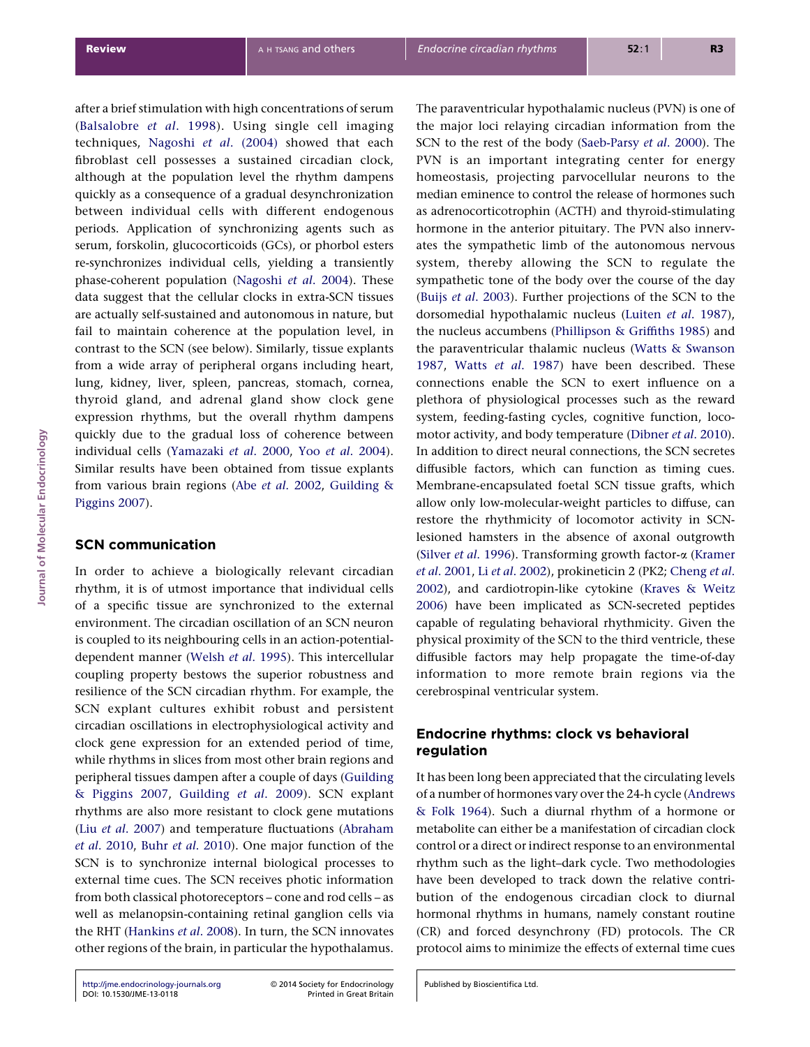after a brief stimulation with high concentrations of serum (Balsalobre *et al*. 1998). Using single cell imaging techniques, Nagoshi *et al*. (2004) showed that each fibroblast cell possesses a sustained circadian clock, although at the population level the rhythm dampens quickly as a consequence of a gradual desynchronization between individual cells with different endogenous periods. Application of synchronizing agents such as serum, forskolin, glucocorticoids (GCs), or phorbol esters re-synchronizes individual cells, yielding a transiently phase-coherent population (Nagoshi *et al*. 2004). These data suggest that the cellular clocks in extra-SCN tissues are actually self-sustained and autonomous in nature, but fail to maintain coherence at the population level, in contrast to the SCN (see below). Similarly, tissue explants from a wide array of peripheral organs including heart, lung, kidney, liver, spleen, pancreas, stomach, cornea, thyroid gland, and adrenal gland show clock gene expression rhythms, but the overall rhythm dampens quickly due to the gradual loss of coherence between individual cells (Yamazaki *et al*. 2000, Yoo *et al*. 2004). Similar results have been obtained from tissue explants from various brain regions (Abe *et al*. 2002, Guilding & Piggins 2007).

## SCN communication

In order to achieve a biologically relevant circadian rhythm, it is of utmost importance that individual cells of a specific tissue are synchronized to the external environment. The circadian oscillation of an SCN neuron is coupled to its neighbouring cells in an action-potential-dependent manner (Welsh *et al*. 1995). This intercellular coupling property bestows the superior robustness and resilience of the SCN circadian rhythm. For example, the SCN explant cultures exhibit robust and persistent circadian oscillations in electrophysiological activity and clock gene expression for an extended period of time, while rhythms in slices from most other brain regions and peripheral tissues dampen after a couple of days (Guilding & Piggins 2007, Guilding *et al*. 2009). SCN explant rhythms are also more resistant to clock gene mutations (Liu *et al*. 2007) and temperature fluctuations (Abraham *et al*. 2010, Buhr *et al*. 2010). One major function of the SCN is to synchronize internal biological processes to external time cues. The SCN receives photic information from both classical photoreceptors – cone and rod cells – as well as melanopsin-containing retinal ganglion cells via the RHT (Hankins *et al*. 2008). In turn, the SCN innovates other regions of the brain, in particular the hypothalamus. The paraventricular hypothalamic nucleus (PVN) is one of the major loci relaying circadian information from the SCN to the rest of the body (Saeb-Parsy *et al*. 2000). The PVN is an important integrating center for energy homeostasis, projecting parvocellular neurons to the median eminence to control the release of hormones such as adrenocorticotrophin (ACTH) and thyroid-stimulating hormone in the anterior pituitary. The PVN also innervates the sympathetic limb of the autonomous nervous system, thereby allowing the SCN to regulate the sympathetic tone of the body over the course of the day (Buijs *et al*. 2003). Further projections of the SCN to the dorsomedial hypothalamic nucleus (Luiten *et al*. 1987), the nucleus accumbens (Phillipson & Griffiths 1985) and the paraventricular thalamic nucleus (Watts & Swanson 1987, Watts *et al*. 1987) have been described. These connections enable the SCN to exert influence on a plethora of physiological processes such as the reward system, feeding-fasting cycles, cognitive function, locomotor activity, and body temperature (Dibner *et al*. 2010). In addition to direct neural connections, the SCN secretes diffusible factors, which can function as timing cues. Membrane-encapsulated foetal SCN tissue grafts, which allow only low-molecular-weight particles to diffuse, can restore the rhythmicity of locomotor activity in SCN-lesioned hamsters in the absence of axonal outgrowth (Silver *et al*. 1996). Transforming growth factor-$\alpha$ (Kramer *et al*. 2001, Li *et al*. 2002), prokineticin 2 (PK2; Cheng *et al*. 2002), and cardiotropin-like cytokine (Kraves & Weitz 2006) have been implicated as SCN-secreted peptides capable of regulating behavioral rhythmicity. Given the physical proximity of the SCN to the third ventricle, these diffusible factors may help propagate the time-of-day information to more remote brain regions via the cerebrospinal ventricular system.

## Endocrine rhythms: clock vs behavioral regulation

It has been long been appreciated that the circulating levels of a number of hormones vary over the 24-h cycle (Andrews & Folk 1964). Such a diurnal rhythm of a hormone or metabolite can either be a manifestation of circadian clock control or a direct or indirect response to an environmental rhythm such as the light–dark cycle. Two methodologies have been developed to track down the relative contribution of the endogenous circadian clock to diurnal hormonal rhythms in humans, namely constant routine (CR) and forced desynchrony (FD) protocols. The CR protocol aims to minimize the effects of external time cues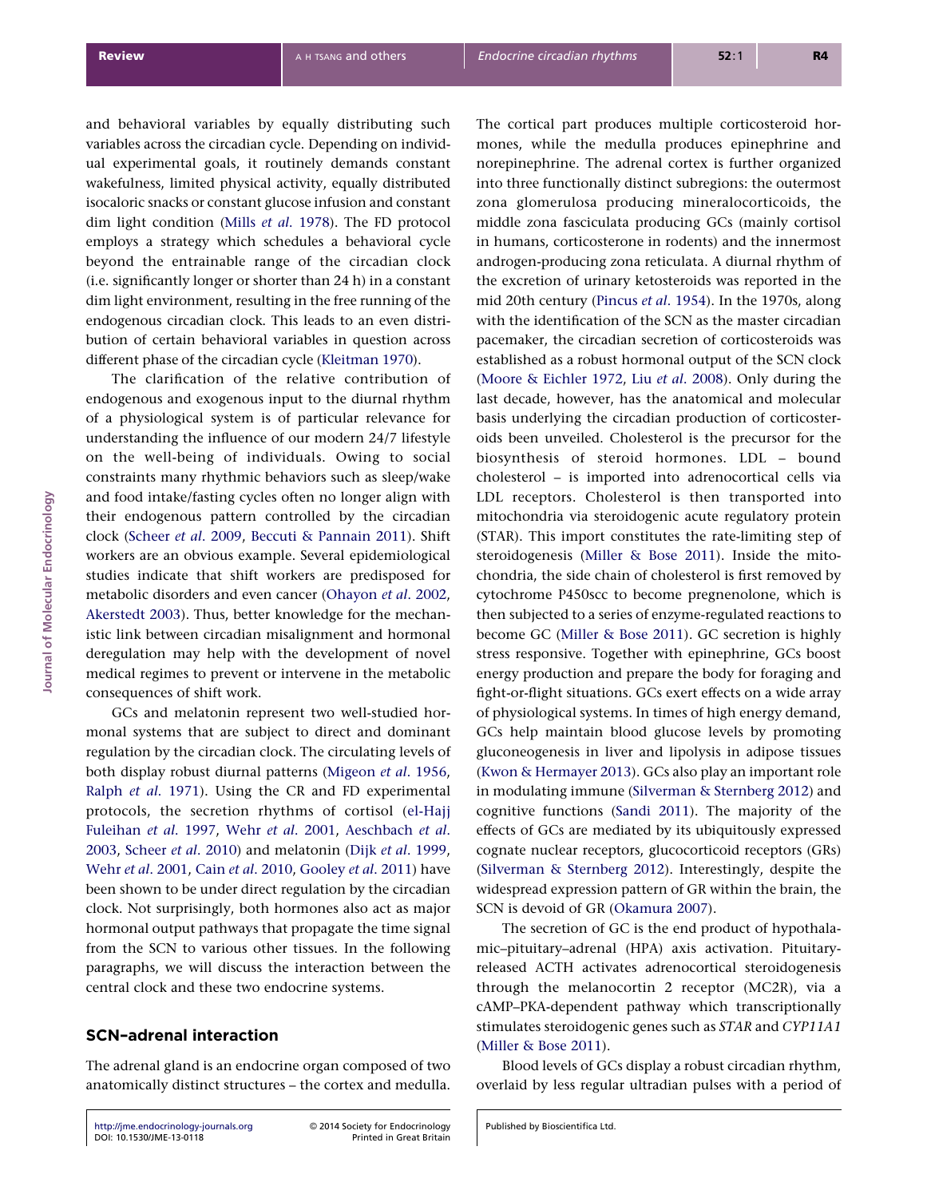and behavioral variables by equally distributing such variables across the circadian cycle. Depending on individual experimental goals, it routinely demands constant wakefulness, limited physical activity, equally distributed isocaloric snacks or constant glucose infusion and constant dim light condition (Mills *et al*. 1978). The FD protocol employs a strategy which schedules a behavioral cycle beyond the entrainable range of the circadian clock (i.e. significantly longer or shorter than 24 h) in a constant dim light environment, resulting in the free running of the endogenous circadian clock. This leads to an even distribution of certain behavioral variables in question across different phase of the circadian cycle (Kleitman 1970).

The clarification of the relative contribution of endogenous and exogenous input to the diurnal rhythm of a physiological system is of particular relevance for understanding the influence of our modern 24/7 lifestyle on the well-being of individuals. Owing to social constraints many rhythmic behaviors such as sleep/wake and food intake/fasting cycles often no longer align with their endogenous pattern controlled by the circadian clock (Scheer *et al*. 2009, Beccuti & Pannain 2011). Shift workers are an obvious example. Several epidemiological studies indicate that shift workers are predisposed for metabolic disorders and even cancer (Ohayon *et al*. 2002, Akerstedt 2003). Thus, better knowledge for the mechanistic link between circadian misalignment and hormonal deregulation may help with the development of novel medical regimes to prevent or intervene in the metabolic consequences of shift work.

GCs and melatonin represent two well-studied hormonal systems that are subject to direct and dominant regulation by the circadian clock. The circulating levels of both display robust diurnal patterns (Migeon *et al*. 1956, Ralph *et al*. 1971). Using the CR and FD experimental protocols, the secretion rhythms of cortisol (el-Hajj Fuleihan *et al*. 1997, Wehr *et al*. 2001, Aeschbach *et al*. 2003, Scheer *et al*. 2010) and melatonin (Dijk *et al*. 1999, Wehr *et al*. 2001, Cain *et al*. 2010, Gooley *et al*. 2011) have been shown to be under direct regulation by the circadian clock. Not surprisingly, both hormones also act as major hormonal output pathways that propagate the time signal from the SCN to various other tissues. In the following paragraphs, we will discuss the interaction between the central clock and these two endocrine systems.

## SCN–adrenal interaction

The adrenal gland is an endocrine organ composed of two anatomically distinct structures – the cortex and medulla. The cortical part produces multiple corticosteroid hormones, while the medulla produces epinephrine and norepinephrine. The adrenal cortex is further organized into three functionally distinct subregions: the outermost zona glomerulosa producing mineralocorticoids, the middle zona fasciculata producing GCs (mainly cortisol in humans, corticosterone in rodents) and the innermost androgen-producing zona reticulata. A diurnal rhythm of the excretion of urinary ketosteroids was reported in the mid 20th century (Pincus *et al*. 1954). In the 1970s, along with the identification of the SCN as the master circadian pacemaker, the circadian secretion of corticosteroids was established as a robust hormonal output of the SCN clock (Moore & Eichler 1972, Liu *et al*. 2008). Only during the last decade, however, has the anatomical and molecular basis underlying the circadian production of corticosteroids been unveiled. Cholesterol is the precursor for the biosynthesis of steroid hormones. LDL – bound cholesterol – is imported into adrenocortical cells via LDL receptors. Cholesterol is then transported into mitochondria via steroidogenic acute regulatory protein (STAR). This import constitutes the rate-limiting step of steroidogenesis (Miller & Bose 2011). Inside the mitochondria, the side chain of cholesterol is first removed by cytochrome P450scc to become pregnenolone, which is then subjected to a series of enzyme-regulated reactions to become GC (Miller & Bose 2011). GC secretion is highly stress responsive. Together with epinephrine, GCs boost energy production and prepare the body for foraging and fight-or-flight situations. GCs exert effects on a wide array of physiological systems. In times of high energy demand, GCs help maintain blood glucose levels by promoting gluconeogenesis in liver and lipolysis in adipose tissues (Kwon & Hermayer 2013). GCs also play an important role in modulating immune (Silverman & Sternberg 2012) and cognitive functions (Sandi 2011). The majority of the effects of GCs are mediated by its ubiquitously expressed cognate nuclear receptors, glucocorticoid receptors (GRs) (Silverman & Sternberg 2012). Interestingly, despite the widespread expression pattern of GR within the brain, the SCN is devoid of GR (Okamura 2007).

The secretion of GC is the end product of hypothalamic–pituitary–adrenal (HPA) axis activation. Pituitary-released ACTH activates adrenocortical steroidogenesis through the melanocortin 2 receptor (MC2R), via a cAMP–PKA-dependent pathway which transcriptionally stimulates steroidogenic genes such as *STAR* and *CYP11A1* (Miller & Bose 2011).

Blood levels of GCs display a robust circadian rhythm, overlaid by less regular ultradian pulses with a period of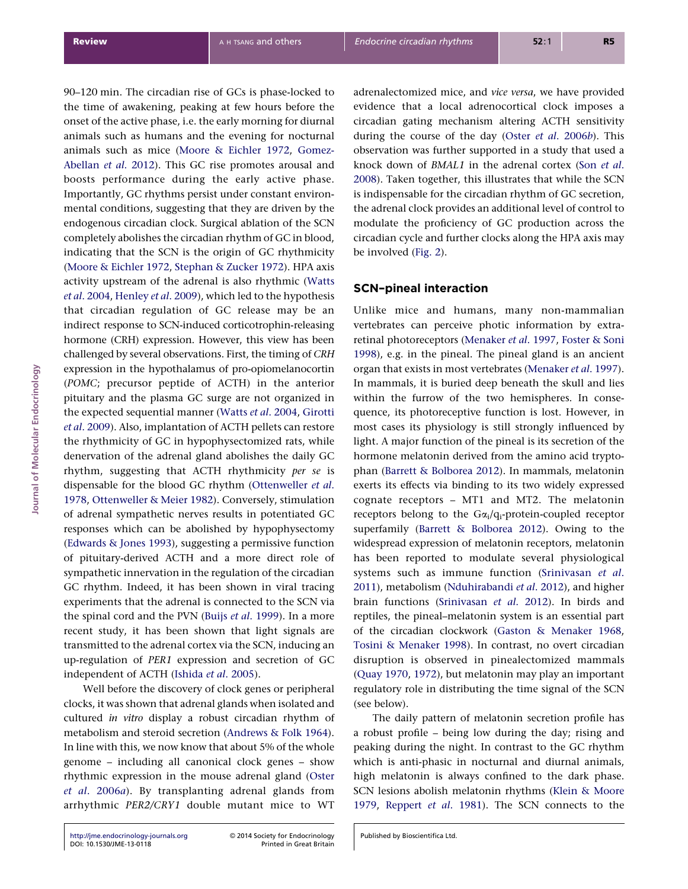90–120 min. The circadian rise of GCs is phase-locked to the time of awakening, peaking at few hours before the onset of the active phase, i.e. the early morning for diurnal animals such as humans and the evening for nocturnal animals such as mice (Moore & Eichler 1972, Gomez-Abellan *et al.* 2012). This GC rise promotes arousal and boosts performance during the early active phase. Importantly, GC rhythms persist under constant environmental conditions, suggesting that they are driven by the endogenous circadian clock. Surgical ablation of the SCN completely abolishes the circadian rhythm of GC in blood, indicating that the SCN is the origin of GC rhythmicity (Moore & Eichler 1972, Stephan & Zucker 1972). HPA axis activity upstream of the adrenal is also rhythmic (Watts *et al.* 2004, Henley *et al.* 2009), which led to the hypothesis that circadian regulation of GC release may be an indirect response to SCN-induced corticotrophin-releasing hormone (CRH) expression. However, this view has been challenged by several observations. First, the timing of *CRH* expression in the hypothalamus of pro-opiomelanocortin (*POMC*; precursor peptide of ACTH) in the anterior pituitary and the plasma GC surge are not organized in the expected sequential manner (Watts *et al.* 2004, Girotti *et al.* 2009). Also, implantation of ACTH pellets can restore the rhythmicity of GC in hypophysectomized rats, while denervation of the adrenal gland abolishes the daily GC rhythm, suggesting that ACTH rhythmicity *per se* is dispensable for the blood GC rhythm (Ottenweller *et al.* 1978, Ottenweller & Meier 1982). Conversely, stimulation of adrenal sympathetic nerves results in potentiated GC responses which can be abolished by hypophysectomy (Edwards & Jones 1993), suggesting a permissive function of pituitary-derived ACTH and a more direct role of sympathetic innervation in the regulation of the circadian GC rhythm. Indeed, it has been shown in viral tracing experiments that the adrenal is connected to the SCN via the spinal cord and the PVN (Buijs *et al.* 1999). In a more recent study, it has been shown that light signals are transmitted to the adrenal cortex via the SCN, inducing an up-regulation of *PER1* expression and secretion of GC independent of ACTH (Ishida *et al.* 2005).

Well before the discovery of clock genes or peripheral clocks, it was shown that adrenal glands when isolated and cultured *in vitro* display a robust circadian rhythm of metabolism and steroid secretion (Andrews & Folk 1964). In line with this, we now know that about 5% of the whole genome – including all canonical clock genes – show rhythmic expression in the mouse adrenal gland (Oster *et al.* 2006*a*). By transplanting adrenal glands from arrhythmic *PER2/CRY1* double mutant mice to WT adrenalectomized mice, and *vice versa*, we have provided evidence that a local adrenocortical clock imposes a circadian gating mechanism altering ACTH sensitivity during the course of the day (Oster *et al.* 2006*b*). This observation was further supported in a study that used a knock down of *BMAL1* in the adrenal cortex (Son *et al.* 2008). Taken together, this illustrates that while the SCN is indispensable for the circadian rhythm of GC secretion, the adrenal clock provides an additional level of control to modulate the proficiency of GC production across the circadian cycle and further clocks along the HPA axis may be involved (Fig. 2).

## SCN–pineal interaction

Unlike mice and humans, many non-mammalian vertebrates can perceive photic information by extra-retinal photoreceptors (Menaker *et al.* 1997, Foster & Soni 1998), e.g. in the pineal. The pineal gland is an ancient organ that exists in most vertebrates (Menaker *et al.* 1997). In mammals, it is buried deep beneath the skull and lies within the furrow of the two hemispheres. In consequence, its photoreceptive function is lost. However, in most cases its physiology is still strongly influenced by light. A major function of the pineal is its secretion of the hormone melatonin derived from the amino acid tryptophan (Barrett & Bolborea 2012). In mammals, melatonin exerts its effects via binding to its two widely expressed cognate receptors – MT1 and MT2. The melatonin receptors belong to the $G\alpha_i/q_i$-protein-coupled receptor superfamily (Barrett & Bolborea 2012). Owing to the widespread expression of melatonin receptors, melatonin has been reported to modulate several physiological systems such as immune function (Srinivasan *et al.* 2011), metabolism (Nduhirabandi *et al.* 2012), and higher brain functions (Srinivasan *et al.* 2012). In birds and reptiles, the pineal–melatonin system is an essential part of the circadian clockwork (Gaston & Menaker 1968, Tosini & Menaker 1998). In contrast, no overt circadian disruption is observed in pinealectomized mammals (Quay 1970, 1972), but melatonin may play an important regulatory role in distributing the time signal of the SCN (see below).

The daily pattern of melatonin secretion profile has a robust profile – being low during the day; rising and peaking during the night. In contrast to the GC rhythm which is anti-phasic in nocturnal and diurnal animals, high melatonin is always confined to the dark phase. SCN lesions abolish melatonin rhythms (Klein & Moore 1979, Reppert *et al.* 1981). The SCN connects to the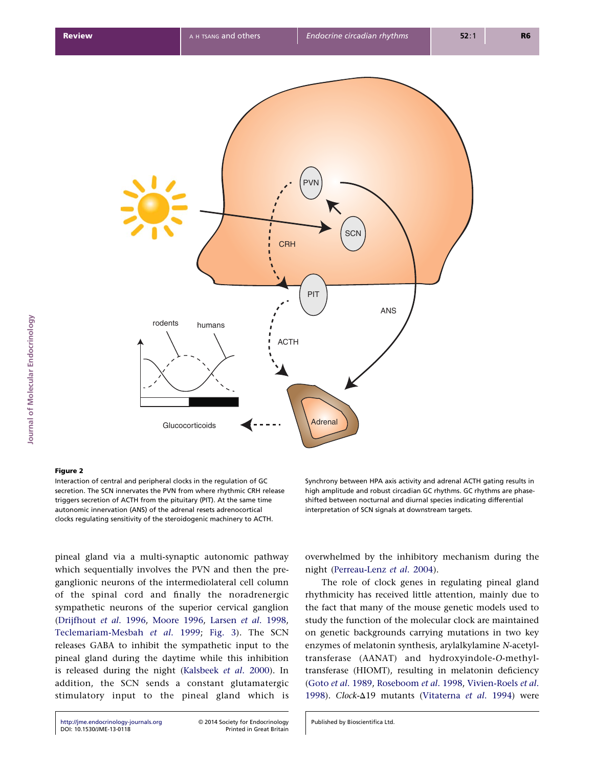**Figure 2**

Interaction of central and peripheral clocks in the regulation of GC secretion. The SCN innervates the PVN from where rhythmic CRH release triggers secretion of ACTH from the pituitary (PIT). At the same time autonomic innervation (ANS) of the adrenal resets adrenocortical clocks regulating sensitivity of the steroidogenic machinery to ACTH. Synchrony between HPA axis activity and adrenal ACTH gating results in high amplitude and robust circadian GC rhythms. GC rhythms are phase-shifted between nocturnal and diurnal species indicating differential interpretation of SCN signals at downstream targets.

pineal gland via a multi-synaptic autonomic pathway which sequentially involves the PVN and then the preganglionic neurons of the intermediolateral cell column of the spinal cord and finally the noradrenergic sympathetic neurons of the superior cervical ganglion (Drijfhout *et al.* 1996, Moore 1996, Larsen *et al.* 1998, Teclemariam-Mesbah *et al.* 1999; Fig. 3). The SCN releases GABA to inhibit the sympathetic input to the pineal gland during the daytime while this inhibition is released during the night (Kalsbeek *et al.* 2000). In addition, the SCN sends a constant glutamatergic stimulatory input to the pineal gland which is overwhelmed by the inhibitory mechanism during the night (Perreau-Lenz *et al.* 2004).

The role of clock genes in regulating pineal gland rhythmicity has received little attention, mainly due to the fact that many of the mouse genetic models used to study the function of the molecular clock are maintained on genetic backgrounds carrying mutations in two key enzymes of melatonin synthesis, arylalkylamine *N*-acetyltransferase (AANAT) and hydroxyindole-*O*-methyltransferase (HIOMT), resulting in melatonin deficiency (Goto *et al.* 1989, Roseboom *et al.* 1998, Vivien-Roels *et al.* 1998). *Clock*-Δ19 mutants (Vitaterna *et al.* 1994) were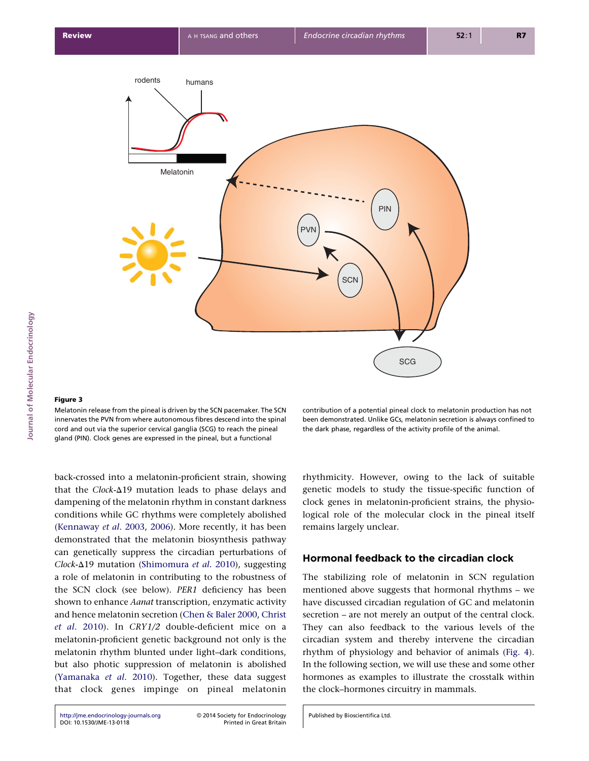**Figure 3**

Melatonin release from the pineal is driven by the SCN pacemaker. The SCN innervates the PVN from where autonomous fibres descend into the spinal cord and out via the superior cervical ganglia (SCG) to reach the pineal gland (PIN). Clock genes are expressed in the pineal, but a functional contribution of a potential pineal clock to melatonin production has not been demonstrated. Unlike GCs, melatonin secretion is always confined to the dark phase, regardless of the activity profile of the animal.

back-crossed into a melatonin-proficient strain, showing that the *Clock*-Δ19 mutation leads to phase delays and dampening of the melatonin rhythm in constant darkness conditions while GC rhythms were completely abolished (Kennaway *et al*. 2003, 2006). More recently, it has been demonstrated that the melatonin biosynthesis pathway can genetically suppress the circadian perturbations of *Clock*-Δ19 mutation (Shimomura *et al*. 2010), suggesting a role of melatonin in contributing to the robustness of the SCN clock (see below). *PER1* deficiency has been shown to enhance *Aanat* transcription, enzymatic activity and hence melatonin secretion (Chen & Baler 2000, Christ *et al*. 2010). In *CRY1/2* double-deficient mice on a melatonin-proficient genetic background not only is the melatonin rhythm blunted under light–dark conditions, but also photic suppression of melatonin is abolished (Yamanaka *et al*. 2010). Together, these data suggest that clock genes impinge on pineal melatonin rhythmicity. However, owing to the lack of suitable genetic models to study the tissue-specific function of clock genes in melatonin-proficient strains, the physiological role of the molecular clock in the pineal itself remains largely unclear.

## Hormonal feedback to the circadian clock

The stabilizing role of melatonin in SCN regulation mentioned above suggests that hormonal rhythms – we have discussed circadian regulation of GC and melatonin secretion – are not merely an output of the central clock. They can also feedback to the various levels of the circadian system and thereby intervene the circadian rhythm of physiology and behavior of animals (Fig. 4). In the following section, we will use these and some other hormones as examples to illustrate the crosstalk within the clock–hormones circuitry in mammals.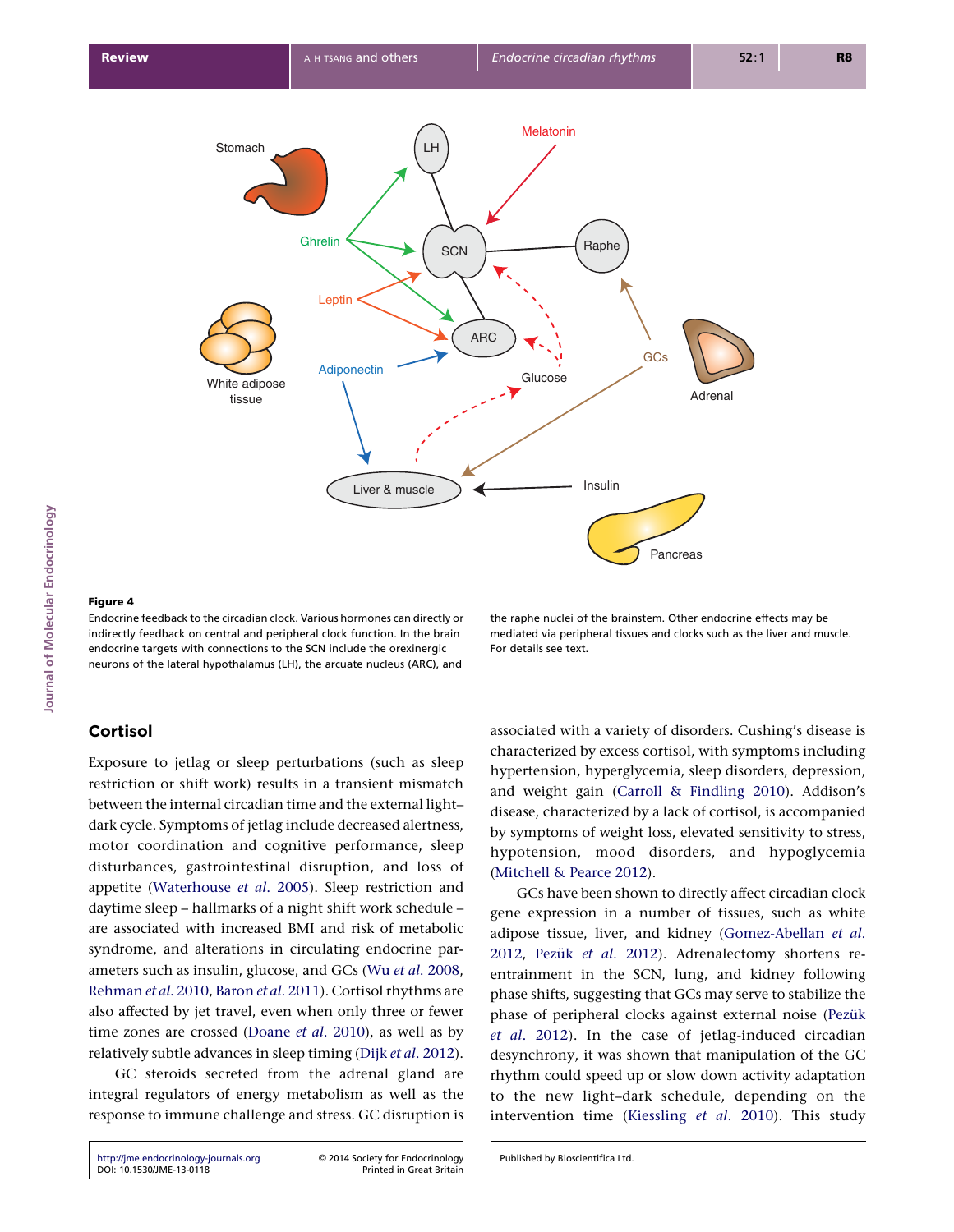**Figure 4**

Endocrine feedback to the circadian clock. Various hormones can directly or indirectly feedback on central and peripheral clock function. In the brain endocrine targets with connections to the SCN include the orexinergic neurons of the lateral hypothalamus (LH), the arcuate nucleus (ARC), and the raphe nuclei of the brainstem. Other endocrine effects may be mediated via peripheral tissues and clocks such as the liver and muscle. For details see text.

## Cortisol

Exposure to jetlag or sleep perturbations (such as sleep restriction or shift work) results in a transient mismatch between the internal circadian time and the external light–dark cycle. Symptoms of jetlag include decreased alertness, motor coordination and cognitive performance, sleep disturbances, gastrointestinal disruption, and loss of appetite (Waterhouse *et al*. 2005). Sleep restriction and daytime sleep – hallmarks of a night shift work schedule – are associated with increased BMI and risk of metabolic syndrome, and alterations in circulating endocrine parameters such as insulin, glucose, and GCs (Wu *et al*. 2008, Rehman *et al*. 2010, Baron *et al*. 2011). Cortisol rhythms are also affected by jet travel, even when only three or fewer time zones are crossed (Doane *et al*. 2010), as well as by relatively subtle advances in sleep timing (Dijk *et al*. 2012).

GC steroids secreted from the adrenal gland are integral regulators of energy metabolism as well as the response to immune challenge and stress. GC disruption is associated with a variety of disorders. Cushing's disease is characterized by excess cortisol, with symptoms including hypertension, hyperglycemia, sleep disorders, depression, and weight gain (Carroll & Findling 2010). Addison's disease, characterized by a lack of cortisol, is accompanied by symptoms of weight loss, elevated sensitivity to stress, hypotension, mood disorders, and hypoglycemia (Mitchell & Pearce 2012).

GCs have been shown to directly affect circadian clock gene expression in a number of tissues, such as white adipose tissue, liver, and kidney (Gomez-Abellan *et al*. 2012, Pezük *et al*. 2012). Adrenalectomy shortens re-entrainment in the SCN, lung, and kidney following phase shifts, suggesting that GCs may serve to stabilize the phase of peripheral clocks against external noise (Pezük *et al*. 2012). In the case of jetlag-induced circadian desynchrony, it was shown that manipulation of the GC rhythm could speed up or slow down activity adaptation to the new light–dark schedule, depending on the intervention time (Kiessling *et al*. 2010). This study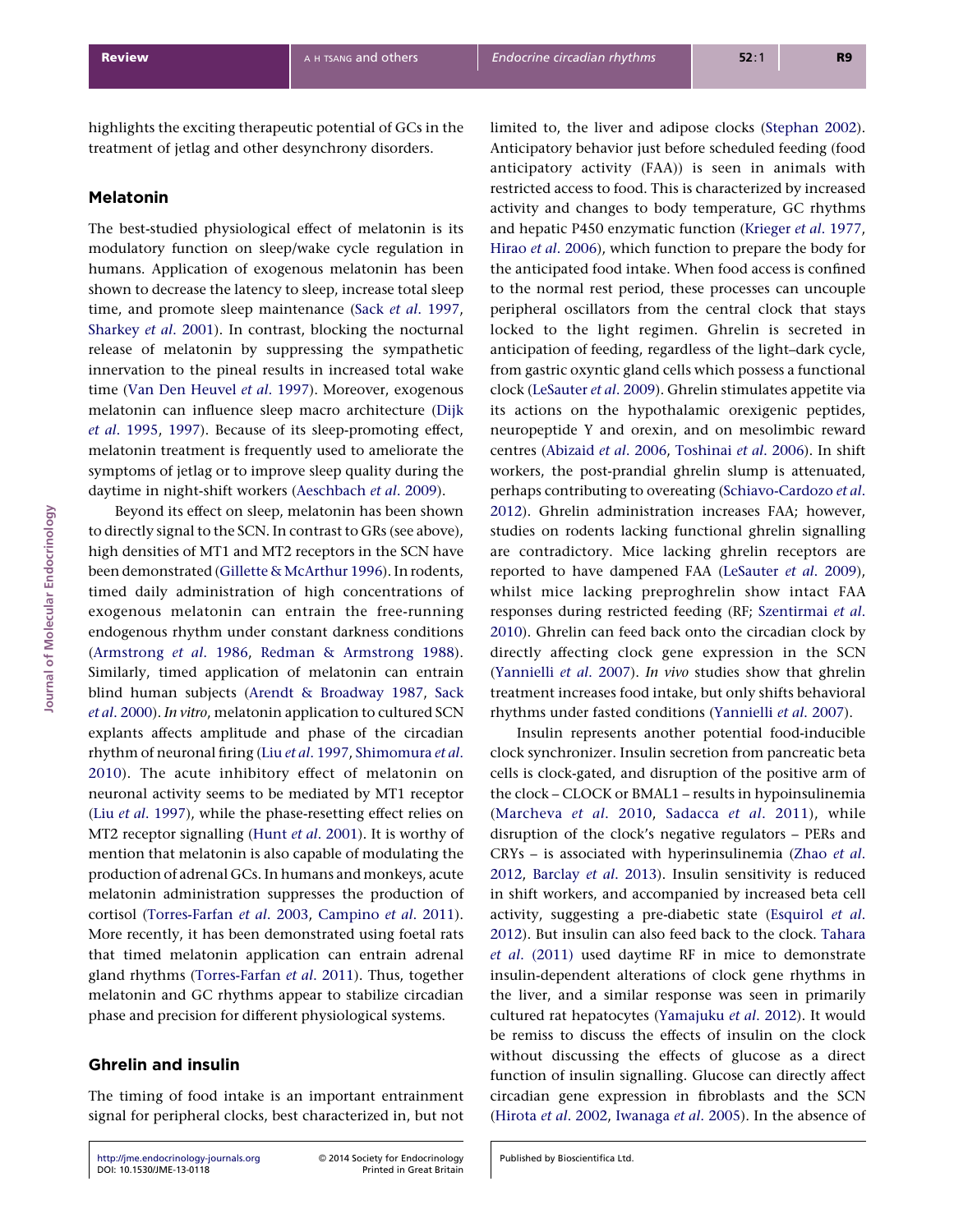highlights the exciting therapeutic potential of GCs in the treatment of jetlag and other desynchrony disorders.

## Melatonin

The best-studied physiological effect of melatonin is its modulatory function on sleep/wake cycle regulation in humans. Application of exogenous melatonin has been shown to decrease the latency to sleep, increase total sleep time, and promote sleep maintenance (Sack *et al*. 1997, Sharkey *et al*. 2001). In contrast, blocking the nocturnal release of melatonin by suppressing the sympathetic innervation to the pineal results in increased total wake time (Van Den Heuvel *et al*. 1997). Moreover, exogenous melatonin can influence sleep macro architecture (Dijk *et al*. 1995, 1997). Because of its sleep-promoting effect, melatonin treatment is frequently used to ameliorate the symptoms of jetlag or to improve sleep quality during the daytime in night-shift workers (Aeschbach *et al*. 2009).

Beyond its effect on sleep, melatonin has been shown to directly signal to the SCN. In contrast to GRs (see above), high densities of MT1 and MT2 receptors in the SCN have been demonstrated (Gillette & McArthur 1996). In rodents, timed daily administration of high concentrations of exogenous melatonin can entrain the free-running endogenous rhythm under constant darkness conditions (Armstrong *et al*. 1986, Redman & Armstrong 1988). Similarly, timed application of melatonin can entrain blind human subjects (Arendt & Broadway 1987, Sack *et al*. 2000). *In vitro*, melatonin application to cultured SCN explants affects amplitude and phase of the circadian rhythm of neuronal firing (Liu *et al*. 1997, Shimomura *et al*. 2010). The acute inhibitory effect of melatonin on neuronal activity seems to be mediated by MT1 receptor (Liu *et al*. 1997), while the phase-resetting effect relies on MT2 receptor signalling (Hunt *et al*. 2001). It is worthy of mention that melatonin is also capable of modulating the production of adrenal GCs. In humans and monkeys, acute melatonin administration suppresses the production of cortisol (Torres-Farfan *et al*. 2003, Campino *et al*. 2011). More recently, it has been demonstrated using foetal rats that timed melatonin application can entrain adrenal gland rhythms (Torres-Farfan *et al*. 2011). Thus, together melatonin and GC rhythms appear to stabilize circadian phase and precision for different physiological systems.

## Ghrelin and insulin

The timing of food intake is an important entrainment signal for peripheral clocks, best characterized in, but not limited to, the liver and adipose clocks (Stephan 2002). Anticipatory behavior just before scheduled feeding (food anticipatory activity (FAA)) is seen in animals with restricted access to food. This is characterized by increased activity and changes to body temperature, GC rhythms and hepatic P450 enzymatic function (Krieger *et al*. 1977, Hirao *et al*. 2006), which function to prepare the body for the anticipated food intake. When food access is confined to the normal rest period, these processes can uncouple peripheral oscillators from the central clock that stays locked to the light regimen. Ghrelin is secreted in anticipation of feeding, regardless of the light–dark cycle, from gastric oxyntic gland cells which possess a functional clock (LeSauter *et al*. 2009). Ghrelin stimulates appetite via its actions on the hypothalamic orexigenic peptides, neuropeptide Y and orexin, and on mesolimbic reward centres (Abizaid *et al*. 2006, Toshinai *et al*. 2006). In shift workers, the post-prandial ghrelin slump is attenuated, perhaps contributing to overeating (Schiavo-Cardozo *et al*. 2012). Ghrelin administration increases FAA; however, studies on rodents lacking functional ghrelin signalling are contradictory. Mice lacking ghrelin receptors are reported to have dampened FAA (LeSauter *et al*. 2009), whilst mice lacking preproghrelin show intact FAA responses during restricted feeding (RF; Szentirmai *et al*. 2010). Ghrelin can feed back onto the circadian clock by directly affecting clock gene expression in the SCN (Yannielli *et al*. 2007). *In vivo* studies show that ghrelin treatment increases food intake, but only shifts behavioral rhythms under fasted conditions (Yannielli *et al*. 2007).

Insulin represents another potential food-inducible clock synchronizer. Insulin secretion from pancreatic beta cells is clock-gated, and disruption of the positive arm of the clock – CLOCK or BMAL1 – results in hypoinsulinemia (Marcheva *et al*. 2010, Sadacca *et al*. 2011), while disruption of the clock's negative regulators – PERs and CRYs – is associated with hyperinsulinemia (Zhao *et al*. 2012, Barclay *et al*. 2013). Insulin sensitivity is reduced in shift workers, and accompanied by increased beta cell activity, suggesting a pre-diabetic state (Esquirol *et al*. 2012). But insulin can also feed back to the clock. Tahara *et al*. (2011) used daytime RF in mice to demonstrate insulin-dependent alterations of clock gene rhythms in the liver, and a similar response was seen in primarily cultured rat hepatocytes (Yamajuku *et al*. 2012). It would be remiss to discuss the effects of insulin on the clock without discussing the effects of glucose as a direct function of insulin signalling. Glucose can directly affect circadian gene expression in fibroblasts and the SCN (Hirota *et al*. 2002, Iwanaga *et al*. 2005). In the absence of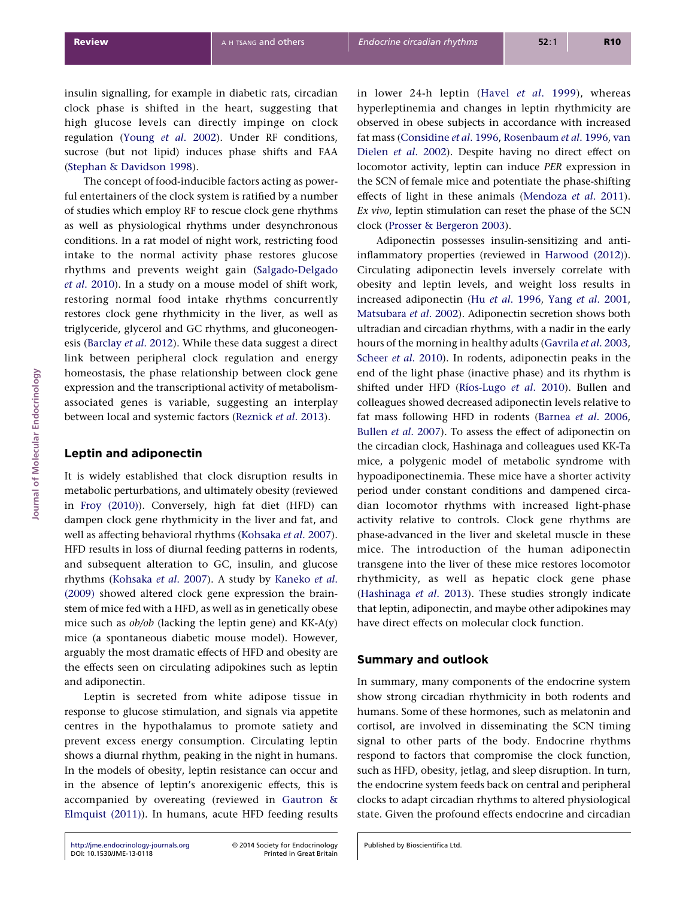insulin signalling, for example in diabetic rats, circadian clock phase is shifted in the heart, suggesting that high glucose levels can directly impinge on clock regulation (Young *et al*. 2002). Under RF conditions, sucrose (but not lipid) induces phase shifts and FAA (Stephan & Davidson 1998).

The concept of food-inducible factors acting as powerful entertainers of the clock system is ratified by a number of studies which employ RF to rescue clock gene rhythms as well as physiological rhythms under desynchronous conditions. In a rat model of night work, restricting food intake to the normal activity phase restores glucose rhythms and prevents weight gain (Salgado-Delgado *et al*. 2010). In a study on a mouse model of shift work, restoring normal food intake rhythms concurrently restores clock gene rhythmicity in the liver, as well as triglyceride, glycerol and GC rhythms, and gluconeogenesis (Barclay *et al*. 2012). While these data suggest a direct link between peripheral clock regulation and energy homeostasis, the phase relationship between clock gene expression and the transcriptional activity of metabolism-associated genes is variable, suggesting an interplay between local and systemic factors (Reznick *et al*. 2013).

## Leptin and adiponectin

It is widely established that clock disruption results in metabolic perturbations, and ultimately obesity (reviewed in Froy (2010)). Conversely, high fat diet (HFD) can dampen clock gene rhythmicity in the liver and fat, and well as affecting behavioral rhythms (Kohsaka *et al*. 2007). HFD results in loss of diurnal feeding patterns in rodents, and subsequent alteration to GC, insulin, and glucose rhythms (Kohsaka *et al*. 2007). A study by Kaneko *et al*. (2009) showed altered clock gene expression the brainstem of mice fed with a HFD, as well as in genetically obese mice such as *ob/ob* (lacking the leptin gene) and KK-A(y) mice (a spontaneous diabetic mouse model). However, arguably the most dramatic effects of HFD and obesity are the effects seen on circulating adipokines such as leptin and adiponectin.

Leptin is secreted from white adipose tissue in response to glucose stimulation, and signals via appetite centres in the hypothalamus to promote satiety and prevent excess energy consumption. Circulating leptin shows a diurnal rhythm, peaking in the night in humans. In the models of obesity, leptin resistance can occur and in the absence of leptin's anorexigenic effects, this is accompanied by overeating (reviewed in Gautron & Elmquist (2011)). In humans, acute HFD feeding results in lower 24-h leptin (Havel *et al*. 1999), whereas hyperleptinemia and changes in leptin rhythmicity are observed in obese subjects in accordance with increased fat mass (Considine *et al*. 1996, Rosenbaum *et al*. 1996, van Dielen *et al*. 2002). Despite having no direct effect on locomotor activity, leptin can induce *PER* expression in the SCN of female mice and potentiate the phase-shifting effects of light in these animals (Mendoza *et al*. 2011). *Ex vivo*, leptin stimulation can reset the phase of the SCN clock (Prosser & Bergeron 2003).

Adiponectin possesses insulin-sensitizing and anti-inflammatory properties (reviewed in Harwood (2012)). Circulating adiponectin levels inversely correlate with obesity and leptin levels, and weight loss results in increased adiponectin (Hu *et al*. 1996, Yang *et al*. 2001, Matsubara *et al*. 2002). Adiponectin secretion shows both ultradian and circadian rhythms, with a nadir in the early hours of the morning in healthy adults (Gavrila *et al*. 2003, Scheer *et al*. 2010). In rodents, adiponectin peaks in the end of the light phase (inactive phase) and its rhythm is shifted under HFD (Ríos-Lugo *et al*. 2010). Bullen and colleagues showed decreased adiponectin levels relative to fat mass following HFD in rodents (Barnea *et al*. 2006, Bullen *et al*. 2007). To assess the effect of adiponectin on the circadian clock, Hashinaga and colleagues used KK-Ta mice, a polygenic model of metabolic syndrome with hypoadiponectinemia. These mice have a shorter activity period under constant conditions and dampened circadian locomotor rhythms with increased light-phase activity relative to controls. Clock gene rhythms are phase-advanced in the liver and skeletal muscle in these mice. The introduction of the human adiponectin transgene into the liver of these mice restores locomotor rhythmicity, as well as hepatic clock gene phase (Hashinaga *et al*. 2013). These studies strongly indicate that leptin, adiponectin, and maybe other adipokines may have direct effects on molecular clock function.

## Summary and outlook

In summary, many components of the endocrine system show strong circadian rhythmicity in both rodents and humans. Some of these hormones, such as melatonin and cortisol, are involved in disseminating the SCN timing signal to other parts of the body. Endocrine rhythms respond to factors that compromise the clock function, such as HFD, obesity, jetlag, and sleep disruption. In turn, the endocrine system feeds back on central and peripheral clocks to adapt circadian rhythms to altered physiological state. Given the profound effects endocrine and circadian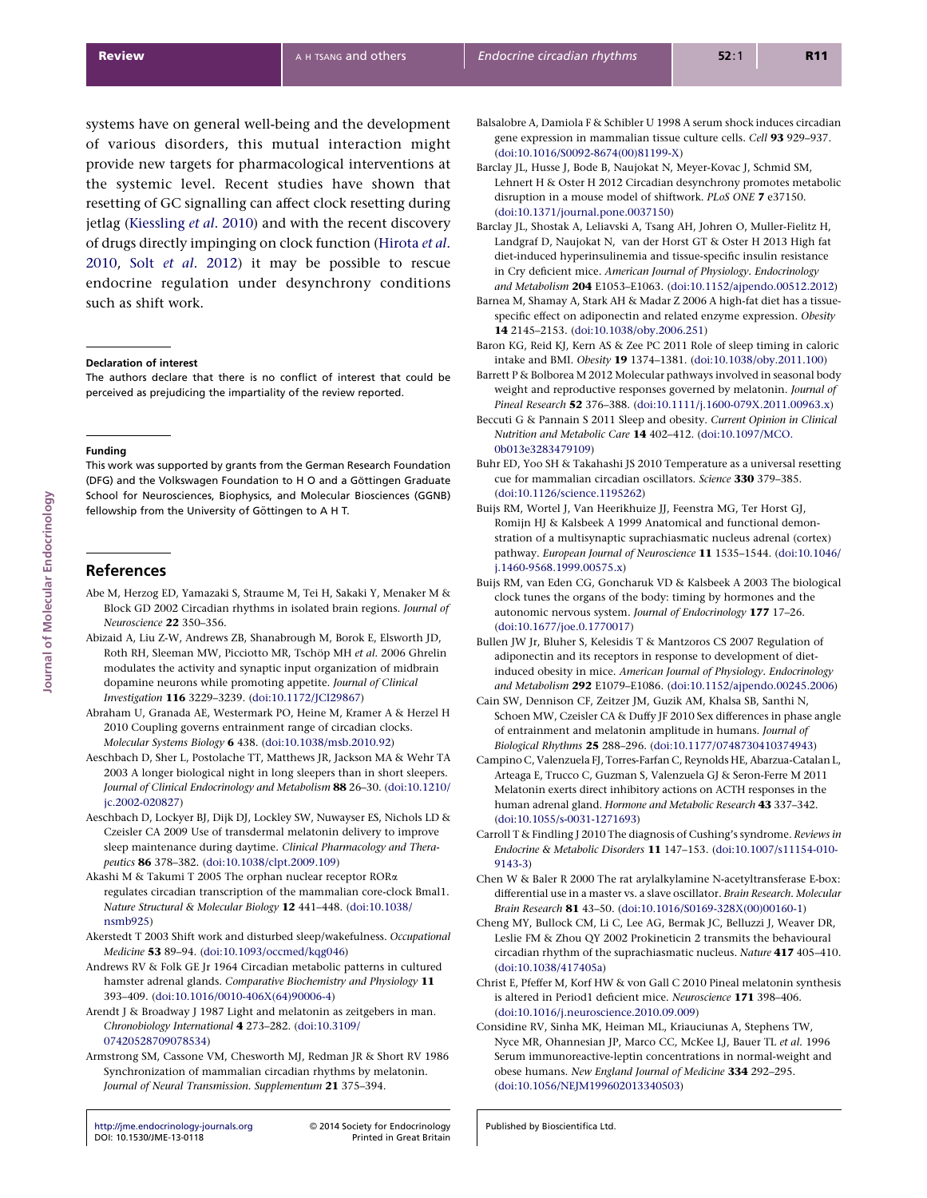systems have on general well-being and the development of various disorders, this mutual interaction might provide new targets for pharmacological interventions at the systemic level. Recent studies have shown that resetting of GC signalling can affect clock resetting during jetlag (Kiessling *et al*. 2010) and with the recent discovery of drugs directly impinging on clock function (Hirota *et al*. 2010, Solt *et al*. 2012) it may be possible to rescue endocrine regulation under desynchrony conditions such as shift work.

#### Declaration of interest

The authors declare that there is no conflict of interest that could be perceived as prejudicing the impartiality of the review reported.

#### Funding

This work was supported by grants from the German Research Foundation (DFG) and the Volkswagen Foundation to H O and a Göttingen Graduate School for Neurosciences, Biophysics, and Molecular Biosciences (GGNB) fellowship from the University of Göttingen to A H T.

## References

Abe M, Herzog ED, Yamazaki S, Straume M, Tei H, Sakaki Y, Menaker M & Block GD 2002 Circadian rhythms in isolated brain regions. *Journal of Neuroscience* **22** 350–356.

Abizaid A, Liu Z-W, Andrews ZB, Shanabrough M, Borok E, Elsworth JD, Roth RH, Sleeman MW, Picciotto MR, Tschöp MH *et al*. 2006 Ghrelin modulates the activity and synaptic input organization of midbrain dopamine neurons while promoting appetite. *Journal of Clinical Investigation* **116** 3229–3239. (doi:10.1172/JCI29867)

Abraham U, Granada AE, Westermark PO, Heine M, Kramer A & Herzel H 2010 Coupling governs entrainment range of circadian clocks. *Molecular Systems Biology* **6** 438. (doi:10.1038/msb.2010.92)

Aeschbach D, Sher L, Postolache TT, Matthews JR, Jackson MA & Wehr TA 2003 A longer biological night in long sleepers than in short sleepers. *Journal of Clinical Endocrinology and Metabolism* **88** 26–30. (doi:10.1210/jc.2002-020827)

Aeschbach D, Lockyer BJ, Dijk DJ, Lockley SW, Nuwayser ES, Nichols LD & Czeisler CA 2009 Use of transdermal melatonin delivery to improve sleep maintenance during daytime. *Clinical Pharmacology and Therapeutics* **86** 378–382. (doi:10.1038/clpt.2009.109)

Akashi M & Takumi T 2005 The orphan nuclear receptor RORα regulates circadian transcription of the mammalian core-clock Bmal1. *Nature Structural & Molecular Biology* **12** 441–448. (doi:10.1038/nsmb925)

Akerstedt T 2003 Shift work and disturbed sleep/wakefulness. *Occupational Medicine* **53** 89–94. (doi:10.1093/occmed/kqg046)

Andrews RV & Folk GE Jr 1964 Circadian metabolic patterns in cultured hamster adrenal glands. *Comparative Biochemistry and Physiology* **11** 393–409. (doi:10.1016/0010-406X(64)90006-4)

Arendt J & Broadway J 1987 Light and melatonin as zeitgebers in man. *Chronobiology International* **4** 273–282. (doi:10.3109/07420528709078534)

Armstrong SM, Cassone VM, Chesworth MJ, Redman JR & Short RV 1986 Synchronization of mammalian circadian rhythms by melatonin. *Journal of Neural Transmission. Supplementum* **21** 375–394.

Balsalobre A, Damiola F & Schibler U 1998 A serum shock induces circadian gene expression in mammalian tissue culture cells. *Cell* **93** 929–937. (doi:10.1016/S0092-8674(00)81199-X)

Barclay JL, Husse J, Bode B, Naujokat N, Meyer-Kovac J, Schmid SM, Lehnert H & Oster H 2012 Circadian desynchrony promotes metabolic disruption in a mouse model of shiftwork. *PLoS ONE* **7** e37150. (doi:10.1371/journal.pone.0037150)

Barclay JL, Shostak A, Leliavski A, Tsang AH, Johren O, Muller-Fielitz H, Landgraf D, Naujokat N, van der Horst GT & Oster H 2013 High fat diet-induced hyperinsulinemia and tissue-specific insulin resistance in Cry deficient mice. *American Journal of Physiology. Endocrinology and Metabolism* **204** E1053–E1063. (doi:10.1152/ajpendo.00512.2012)

Barnea M, Shamay A, Stark AH & Madar Z 2006 A high-fat diet has a tissue-specific effect on adiponectin and related enzyme expression. *Obesity* **14** 2145–2153. (doi:10.1038/oby.2006.251)

Baron KG, Reid KJ, Kern AS & Zee PC 2011 Role of sleep timing in caloric intake and BMI. *Obesity* **19** 1374–1381. (doi:10.1038/oby.2011.100)

Barrett P & Bolborea M 2012 Molecular pathways involved in seasonal body weight and reproductive responses governed by melatonin. *Journal of Pineal Research* **52** 376–388. (doi:10.1111/j.1600-079X.2011.00963.x)

Beccuti G & Pannain S 2011 Sleep and obesity. *Current Opinion in Clinical Nutrition and Metabolic Care* **14** 402–412. (doi:10.1097/MCO.0b013e3283479109)

Buhr ED, Yoo SH & Takahashi JS 2010 Temperature as a universal resetting cue for mammalian circadian oscillators. *Science* **330** 379–385. (doi:10.1126/science.1195262)

Buijs RM, Wortel J, Van Heerikhuize JJ, Feenstra MG, Ter Horst GJ, Romijn HJ & Kalsbeek A 1999 Anatomical and functional demonstration of a multisynaptic suprachiasmatic nucleus adrenal (cortex) pathway. *European Journal of Neuroscience* **11** 1535–1544. (doi:10.1046/j.1460-9568.1999.00575.x)

Buijs RM, van Eden CG, Goncharuk VD & Kalsbeek A 2003 The biological clock tunes the organs of the body: timing by hormones and the autonomic nervous system. *Journal of Endocrinology* **177** 17–26. (doi:10.1677/joe.0.1770017)

Bullen JW Jr, Bluher S, Kelesidis T & Mantzoros CS 2007 Regulation of adiponectin and its receptors in response to development of diet-induced obesity in mice. *American Journal of Physiology. Endocrinology and Metabolism* **292** E1079–E1086. (doi:10.1152/ajpendo.00245.2006)

Cain SW, Dennison CF, Zeitzer JM, Guzik AM, Khalsa SB, Santhi N, Schoen MW, Czeisler CA & Duffy JF 2010 Sex differences in phase angle of entrainment and melatonin amplitude in humans. *Journal of Biological Rhythms* **25** 288–296. (doi:10.1177/0748730410374943)

Campino C, Valenzuela FJ, Torres-Farfan C, Reynolds HE, Abarzua-Catalan L, Arteaga E, Trucco C, Guzman S, Valenzuela GJ & Seron-Ferre M 2011 Melatonin exerts direct inhibitory actions on ACTH responses in the human adrenal gland. *Hormone and Metabolic Research* **43** 337–342. (doi:10.1055/s-0031-1271693)

Carroll T & Findling J 2010 The diagnosis of Cushing's syndrome. *Reviews in Endocrine & Metabolic Disorders* **11** 147–153. (doi:10.1007/s11154-010-9143-3)

Chen W & Baler R 2000 The rat arylalkylamine N-acetyltransferase E-box: differential use in a master vs. a slave oscillator. *Brain Research. Molecular Brain Research* **81** 43–50. (doi:10.1016/S0169-328X(00)00160-1)

Cheng MY, Bullock CM, Li C, Lee AG, Bermak JC, Belluzzi J, Weaver DR, Leslie FM & Zhou QY 2002 Prokineticin 2 transmits the behavioural circadian rhythm of the suprachiasmatic nucleus. *Nature* **417** 405–410. (doi:10.1038/417405a)

Christ E, Pfeffer M, Korf HW & von Gall C 2010 Pineal melatonin synthesis is altered in Period1 deficient mice. *Neuroscience* **171** 398–406. (doi:10.1016/j.neuroscience.2010.09.009)

Considine RV, Sinha MK, Heiman ML, Kriauciunas A, Stephens TW, Nyce MR, Ohannesian JP, Marco CC, McKee LJ, Bauer TL *et al*. 1996 Serum immunoreactive-leptin concentrations in normal-weight and obese humans. *New England Journal of Medicine* **334** 292–295. (doi:10.1056/NEJM199602013340503)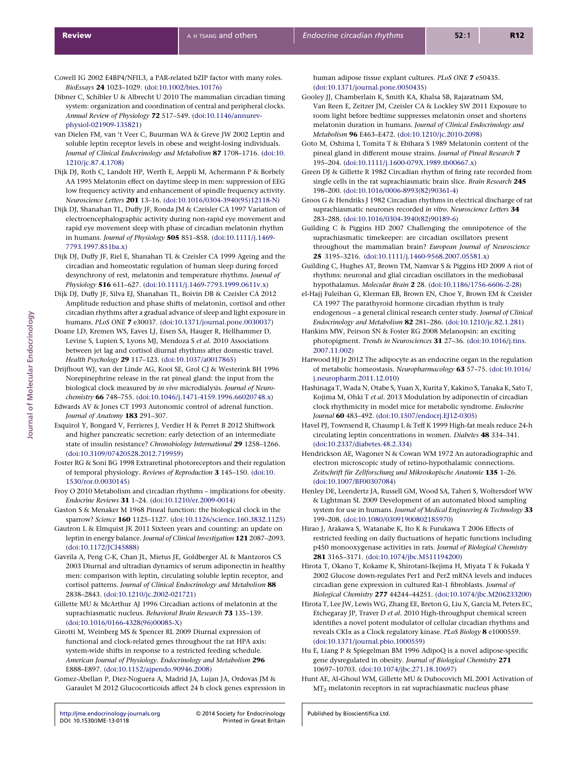Cowell IG 2002 E4BP4/NFIL3, a PAR-related bZIP factor with many roles. *BioEssays* **24** 1023–1029. (doi:10.1002/bies.10176)

Dibner C, Schibler U & Albrecht U 2010 The mammalian circadian timing system: organization and coordination of central and peripheral clocks. *Annual Review of Physiology* **72** 517–549. (doi:10.1146/annurev-physiol-021909-135821)

van Dielen FM, van 't Veer C, Buurman WA & Greve JW 2002 Leptin and soluble leptin receptor levels in obese and weight-losing individuals. *Journal of Clinical Endocrinology and Metabolism* **87** 1708–1716. (doi:10.1210/jc.87.4.1708)

Dijk DJ, Roth C, Landolt HP, Werth E, Aeppli M, Achermann P & Borbely AA 1995 Melatonin effect on daytime sleep in men: suppression of EEG low frequency activity and enhancement of spindle frequency activity. *Neuroscience Letters* **201** 13–16. (doi:10.1016/0304-3940(95)12118-N)

Dijk DJ, Shanahan TL, Duffy JF, Ronda JM & Czeisler CA 1997 Variation of electroencephalographic activity during non-rapid eye movement and rapid eye movement sleep with phase of circadian melatonin rhythm in humans. *Journal of Physiology* **505** 851–858. (doi:10.1111/j.1469-7793.1997.851ba.x)

Dijk DJ, Duffy JF, Riel E, Shanahan TL & Czeisler CA 1999 Ageing and the circadian and homeostatic regulation of human sleep during forced desynchrony of rest, melatonin and temperature rhythms. *Journal of Physiology* **516** 611–627. (doi:10.1111/j.1469-7793.1999.0611v.x)

Dijk DJ, Duffy JF, Silva EJ, Shanahan TL, Boivin DB & Czeisler CA 2012 Amplitude reduction and phase shifts of melatonin, cortisol and other circadian rhythms after a gradual advance of sleep and light exposure in humans. *PLoS ONE* **7** e30037. (doi:10.1371/journal.pone.0030037)

Doane LD, Kremen WS, Eaves LJ, Eisen SA, Hauger R, Hellhammer D, Levine S, Lupien S, Lyons MJ, Mendoza S *et al*. 2010 Associations between jet lag and cortisol diurnal rhythms after domestic travel. *Health Psychology* **29** 117–123. (doi:10.1037/a0017865)

Drijfhout WJ, van der Linde AG, Kooi SE, Grol CJ & Westerink BH 1996 Norepinephrine release in the rat pineal gland: the input from the biological clock measured by *in vivo* microdialysis. *Journal of Neurochemistry* **66** 748–755. (doi:10.1046/j.1471-4159.1996.66020748.x)

Edwards AV & Jones CT 1993 Autonomic control of adrenal function. *Journal of Anatomy* **183** 291–307.

Esquirol Y, Bongard V, Ferrieres J, Verdier H & Perret B 2012 Shiftwork and higher pancreatic secretion: early detection of an intermediate state of insulin resistance? *Chronobiology International* **29** 1258–1266. (doi:10.3109/07420528.2012.719959)

Foster RG & Soni BG 1998 Extraretinal photoreceptors and their regulation of temporal physiology. *Reviews of Reproduction* **3** 145–150. (doi:10.1530/ror.0.0030145)

Froy O 2010 Metabolism and circadian rhythms – implications for obesity. *Endocrine Reviews* **31** 1–24. (doi:10.1210/er.2009-0014)

Gaston S & Menaker M 1968 Pineal function: the biological clock in the sparrow? *Science* **160** 1125–1127. (doi:10.1126/science.160.3832.1125)

Gautron L & Elmquist JK 2011 Sixteen years and counting: an update on leptin in energy balance. *Journal of Clinical Investigation* **121** 2087–2093. (doi:10.1172/JCI45888)

Gavrila A, Peng C-K, Chan JL, Mietus JE, Goldberger AL & Mantzoros CS 2003 Diurnal and ultradian dynamics of serum adiponectin in healthy men: comparison with leptin, circulating soluble leptin receptor, and cortisol patterns. *Journal of Clinical Endocrinology and Metabolism* **88** 2838–2843. (doi:10.1210/jc.2002-021721)

Gillette MU & McArthur AJ 1996 Circadian actions of melatonin at the suprachiasmatic nucleus. *Behavioral Brain Research* **73** 135–139. (doi:10.1016/0166-4328(96)00085-X)

Girotti M, Weinberg MS & Spencer RL 2009 Diurnal expression of functional and clock-related genes throughout the rat HPA axis: system-wide shifts in response to a restricted feeding schedule. *American Journal of Physiology. Endocrinology and Metabolism* **296** E888–E897. (doi:10.1152/ajpendo.90946.2008)

Gomez-Abellan P, Diez-Noguera A, Madrid JA, Lujan JA, Ordovas JM & Garaulet M 2012 Glucocorticoids affect 24 h clock genes expression in human adipose tissue explant cultures. *PLoS ONE* **7** e50435. (doi:10.1371/journal.pone.0050435)

Gooley JJ, Chamberlain K, Smith KA, Khalsa SB, Rajaratnam SM, Van Reen E, Zeitzer JM, Czeisler CA & Lockley SW 2011 Exposure to room light before bedtime suppresses melatonin onset and shortens melatonin duration in humans. *Journal of Clinical Endocrinology and Metabolism* **96** E463–E472. (doi:10.1210/jc.2010-2098)

Goto M, Oshima I, Tomita T & Ebihara S 1989 Melatonin content of the pineal gland in different mouse strains. *Journal of Pineal Research* **7** 195–204. (doi:10.1111/j.1600-079X.1989.tb00667.x)

Green DJ & Gillette R 1982 Circadian rhythm of firing rate recorded from single cells in the rat suprachiasmatic brain slice. *Brain Research* **245** 198–200. (doi:10.1016/0006-8993(82)90361-4)

Groos G & Hendriks J 1982 Circadian rhythms in electrical discharge of rat suprachiasmatic neurones recorded *in vitro*. *Neuroscience Letters* **34** 283–288. (doi:10.1016/0304-3940(82)90189-6)

Guilding C & Piggins HD 2007 Challenging the omnipotence of the suprachiasmatic timekeeper: are circadian oscillators present throughout the mammalian brain? *European Journal of Neuroscience* **25** 3195–3216. (doi:10.1111/j.1460-9568.2007.05581.x)

Guilding C, Hughes AT, Brown TM, Namvar S & Piggins HD 2009 A riot of rhythms: neuronal and glial circadian oscillators in the mediobasal hypothalamus. *Molecular Brain* **2** 28. (doi:10.1186/1756-6606-2-28)

el-Hajj Fuleihan G, Klerman EB, Brown EN, Choe Y, Brown EM & Czeisler CA 1997 The parathyroid hormone circadian rhythm is truly endogenous – a general clinical research center study. *Journal of Clinical Endocrinology and Metabolism* **82** 281–286. (doi:10.1210/jc.82.1.281)

Hankins MW, Peirson SN & Foster RG 2008 Melanopsin: an exciting photopigment. *Trends in Neurosciences* **31** 27–36. (doi:10.1016/j.tins.2007.11.002)

Harwood HJ Jr 2012 The adipocyte as an endocrine organ in the regulation of metabolic homeostasis. *Neuropharmacology* **63** 57–75. (doi:10.1016/j.neuropharm.2011.12.010)

Hashinaga T, Wada N, Otabe S, Yuan X, Kurita Y, Kakino S, Tanaka K, Sato T, Kojima M, Ohki T *et al*. 2013 Modulation by adiponectin of circadian clock rhythmicity in model mice for metabolic syndrome. *Endocrine Journal* **60** 483–492. (doi:10.1507/endocrj.EJ12-0305)

Havel PJ, Townsend R, Chaump L & Teff K 1999 High-fat meals reduce 24-h circulating leptin concentrations in women. *Diabetes* **48** 334–341. (doi:10.2337/diabetes.48.2.334)

Hendrickson AE, Wagoner N & Cowan WM 1972 An autoradiographic and electron microscopic study of retino-hypothalamic connections. *Zeitschrift für Zellforschung und Mikroskopische Anatomie* **135** 1–26. (doi:10.1007/BF00307084)

Henley DE, Leendertz JA, Russell GM, Wood SA, Taheri S, Woltersdorf WW & Lightman SL 2009 Development of an automated blood sampling system for use in humans. *Journal of Medical Engineering & Technology* **33** 199–208. (doi:10.1080/03091900802185970)

Hirao J, Arakawa S, Watanabe K, Ito K & Furukawa T 2006 Effects of restricted feeding on daily fluctuations of hepatic functions including p450 monooxygenase activities in rats. *Journal of Biological Chemistry* **281** 3165–3171. (doi:10.1074/jbc.M511194200)

Hirota T, Okano T, Kokame K, Shirotani-Ikejima H, Miyata T & Fukada Y 2002 Glucose down-regulates Per1 and Per2 mRNA levels and induces circadian gene expression in cultured Rat-1 fibroblasts. *Journal of Biological Chemistry* **277** 44244–44251. (doi:10.1074/jbc.M206233200)

Hirota T, Lee JW, Lewis WG, Zhang EE, Breton G, Liu X, Garcia M, Peters EC, Etchegaray JP, Traver D *et al*. 2010 High-throughput chemical screen identifies a novel potent modulator of cellular circadian rhythms and reveals CKIα as a Clock regulatory kinase. *PLoS Biology* **8** e1000559. (doi:10.1371/journal.pbio.1000559)

Hu E, Liang P & Spiegelman BM 1996 AdipoQ is a novel adipose-specific gene dysregulated in obesity. *Journal of Biological Chemistry* **271** 10697–10703. (doi:10.1074/jbc.271.18.10697)

Hunt AE, Al-Ghoul WM, Gillette MU & Dubocovich ML 2001 Activation of $MT_2$ melatonin receptors in rat suprachiasmatic nucleus phase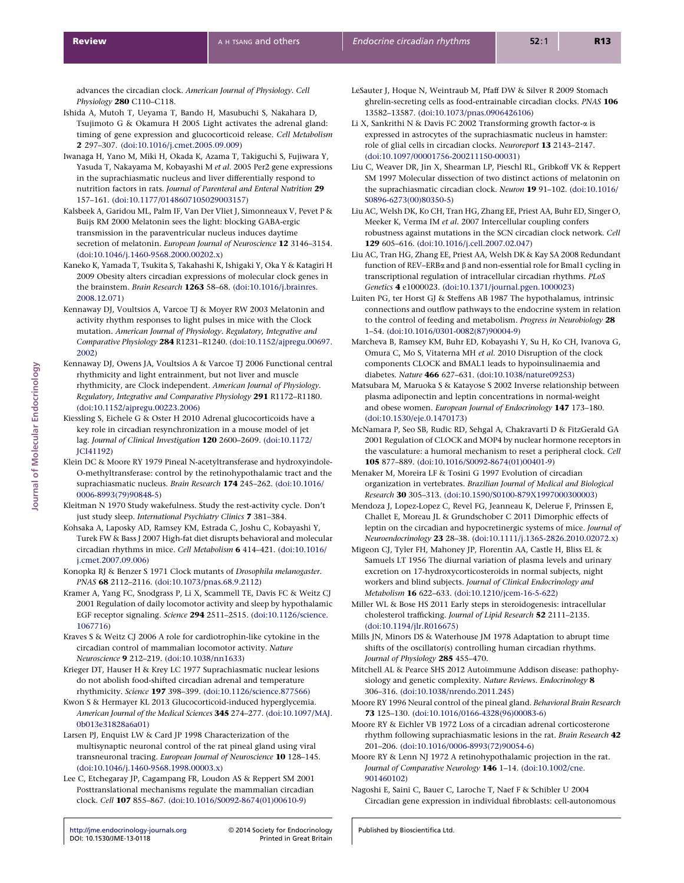advances the circadian clock. *American Journal of Physiology. Cell Physiology* **280** C110–C118.

Ishida A, Mutoh T, Ueyama T, Bando H, Masubuchi S, Nakahara D, Tsujimoto G & Okamura H 2005 Light activates the adrenal gland: timing of gene expression and glucocorticoid release. *Cell Metabolism* **2** 297–307. (doi:10.1016/j.cmet.2005.09.009)

Iwanaga H, Yano M, Miki H, Okada K, Azama T, Takiguchi S, Fujiwara Y, Yasuda T, Nakayama M, Kobayashi M *et al.* 2005 Per2 gene expressions in the suprachiasmatic nucleus and liver differentially respond to nutrition factors in rats. *Journal of Parenteral and Enteral Nutrition* **29** 157–161. (doi:10.1177/0148607105029003157)

Kalsbeek A, Garidou ML, Palm IF, Van Der Vliet J, Simonneaux V, Pevet P & Buijs RM 2000 Melatonin sees the light: blocking GABA-ergic transmission in the paraventricular nucleus induces daytime secretion of melatonin. *European Journal of Neuroscience* **12** 3146–3154. (doi:10.1046/j.1460-9568.2000.00202.x)

Kaneko K, Yamada T, Tsukita S, Takahashi K, Ishigaki Y, Oka Y & Katagiri H 2009 Obesity alters circadian expressions of molecular clock genes in the brainstem. *Brain Research* **1263** 58–68. (doi:10.1016/j.brainres.2008.12.071)

Kennaway DJ, Voultsios A, Varcoe TJ & Moyer RW 2003 Melatonin and activity rhythm responses to light pulses in mice with the Clock mutation. *American Journal of Physiology. Regulatory, Integrative and Comparative Physiology* **284** R1231–R1240. (doi:10.1152/ajpregu.00697.2002)

Kennaway DJ, Owens JA, Voultsios A & Varcoe TJ 2006 Functional central rhythmicity and light entrainment, but not liver and muscle rhythmicity, are Clock independent. *American Journal of Physiology. Regulatory, Integrative and Comparative Physiology* **291** R1172–R1180. (doi:10.1152/ajpregu.00223.2006)

Kiessling S, Eichele G & Oster H 2010 Adrenal glucocorticoids have a key role in circadian resynchronization in a mouse model of jet lag. *Journal of Clinical Investigation* **120** 2600–2609. (doi:10.1172/JCI41192)

Klein DC & Moore RY 1979 Pineal N-acetyltransferase and hydroxyindole-O-methyltransferase: control by the retinohypothalamic tract and the suprachiasmatic nucleus. *Brain Research* **174** 245–262. (doi:10.1016/0006-8993(79)90848-5)

Kleitman N 1970 Study wakefulness. Study the rest-activity cycle. Don't just study sleep. *International Psychiatry Clinics* **7** 381–384.

Kohsaka A, Laposky AD, Ramsey KM, Estrada C, Joshu C, Kobayashi Y, Turek FW & Bass J 2007 High-fat diet disrupts behavioral and molecular circadian rhythms in mice. *Cell Metabolism* **6** 414–421. (doi:10.1016/j.cmet.2007.09.006)

Konopka RJ & Benzer S 1971 Clock mutants of *Drosophila melanogaster*. *PNAS* **68** 2112–2116. (doi:10.1073/pnas.68.9.2112)

Kramer A, Yang FC, Snodgrass P, Li X, Scammell TE, Davis FC & Weitz CJ 2001 Regulation of daily locomotor activity and sleep by hypothalamic EGF receptor signaling. *Science* **294** 2511–2515. (doi:10.1126/science.1067716)

Kraves S & Weitz CJ 2006 A role for cardiotrophin-like cytokine in the circadian control of mammalian locomotor activity. *Nature Neuroscience* **9** 212–219. (doi:10.1038/nn1633)

Krieger DT, Hauser H & Krey LC 1977 Suprachiasmatic nuclear lesions do not abolish food-shifted circadian adrenal and temperature rhythmicity. *Science* **197** 398–399. (doi:10.1126/science.877566)

Kwon S & Hermayer KL 2013 Glucocorticoid-induced hyperglycemia. *American Journal of the Medical Sciences* **345** 274–277. (doi:10.1097/MAJ.0b013e31828a6a01)

Larsen PJ, Enquist LW & Card JP 1998 Characterization of the multisynaptic neuronal control of the rat pineal gland using viral transneuronal tracing. *European Journal of Neuroscience* **10** 128–145. (doi:10.1046/j.1460-9568.1998.00003.x)

Lee C, Etchegaray JP, Cagampang FR, Loudon AS & Reppert SM 2001 Posttranslational mechanisms regulate the mammalian circadian clock. *Cell* **107** 855–867. (doi:10.1016/S0092-8674(01)00610-9)

LeSauter J, Hoque N, Weintraub M, Pfaff DW & Silver R 2009 Stomach ghrelin-secreting cells as food-entrainable circadian clocks. *PNAS* **106** 13582–13587. (doi:10.1073/pnas.0906426106)

Li X, Sankrithi N & Davis FC 2002 Transforming growth factor-α is expressed in astrocytes of the suprachiasmatic nucleus in hamster: role of glial cells in circadian clocks. *Neuroreport* **13** 2143–2147. (doi:10.1097/00001756-200211150-00031)

Liu C, Weaver DR, Jin X, Shearman LP, Pieschl RL, Gribkoff VK & Reppert SM 1997 Molecular dissection of two distinct actions of melatonin on the suprachiasmatic circadian clock. *Neuron* **19** 91–102. (doi:10.1016/S0896-6273(00)80350-5)

Liu AC, Welsh DK, Ko CH, Tran HG, Zhang EE, Priest AA, Buhr ED, Singer O, Meeker K, Verma IM *et al.* 2007 Intercellular coupling confers robustness against mutations in the SCN circadian clock network. *Cell* **129** 605–616. (doi:10.1016/j.cell.2007.02.047)

Liu AC, Tran HG, Zhang EE, Priest AA, Welsh DK & Kay SA 2008 Redundant function of REV–ERBα and β and non-essential role for Bmal1 cycling in transcriptional regulation of intracellular circadian rhythms. *PLoS Genetics* **4** e1000023. (doi:10.1371/journal.pgen.1000023)

Luiten PG, ter Horst GJ & Steffens AB 1987 The hypothalamus, intrinsic connections and outflow pathways to the endocrine system in relation to the control of feeding and metabolism. *Progress in Neurobiology* **28** 1–54. (doi:10.1016/0301-0082(87)90004-9)

Marcheva B, Ramsey KM, Buhr ED, Kobayashi Y, Su H, Ko CH, Ivanova G, Omura C, Mo S, Vitaterna MH *et al.* 2010 Disruption of the clock components CLOCK and BMAL1 leads to hypoinsulinaemia and diabetes. *Nature* **466** 627–631. (doi:10.1038/nature09253)

Matsubara M, Maruoka S & Katayose S 2002 Inverse relationship between plasma adiponectin and leptin concentrations in normal-weight and obese women. *European Journal of Endocrinology* **147** 173–180. (doi:10.1530/eje.0.1470173)

McNamara P, Seo SB, Rudic RD, Sehgal A, Chakravarti D & FitzGerald GA 2001 Regulation of CLOCK and MOP4 by nuclear hormone receptors in the vasculature: a humoral mechanism to reset a peripheral clock. *Cell* **105** 877–889. (doi:10.1016/S0092-8674(01)00401-9)

Menaker M, Moreira LF & Tosini G 1997 Evolution of circadian organization in vertebrates. *Brazilian Journal of Medical and Biological Research* **30** 305–313. (doi:10.1590/S0100-879X1997000300003)

Mendoza J, Lopez-Lopez C, Revel FG, Jeanneau K, Delerue F, Prinssen E, Challet E, Moreau JL & Grundschober C 2011 Dimorphic effects of leptin on the circadian and hypocretinergic systems of mice. *Journal of Neuroendocrinology* **23** 28–38. (doi:10.1111/j.1365-2826.2010.02072.x)

Migeon CJ, Tyler FH, Mahoney JP, Florentin AA, Castle H, Bliss EL & Samuels LT 1956 The diurnal variation of plasma levels and urinary excretion on 17-hydroxycorticosteroids in normal subjects, night workers and blind subjects. *Journal of Clinical Endocrinology and Metabolism* **16** 622–633. (doi:10.1210/jcem-16-5-622)

Miller WL & Bose HS 2011 Early steps in steroidogenesis: intracellular cholesterol trafficking. *Journal of Lipid Research* **52** 2111–2135. (doi:10.1194/jlr.R016675)

Mills JN, Minors DS & Waterhouse JM 1978 Adaptation to abrupt time shifts of the oscillator(s) controlling human circadian rhythms. *Journal of Physiology* **285** 455–470.

Mitchell AL & Pearce SHS 2012 Autoimmune Addison disease: pathophysiology and genetic complexity. *Nature Reviews. Endocrinology* **8** 306–316. (doi:10.1038/nrendo.2011.245)

Moore RY 1996 Neural control of the pineal gland. *Behavioral Brain Research* **73** 125–130. (doi:10.1016/0166-4328(96)00083-6)

Moore RY & Eichler VB 1972 Loss of a circadian adrenal corticosterone rhythm following suprachiasmatic lesions in the rat. *Brain Research* **42** 201–206. (doi:10.1016/0006-8993(72)90054-6)

Moore RY & Lenn NJ 1972 A retinohypothalamic projection in the rat. *Journal of Comparative Neurology* **146** 1–14. (doi:10.1002/cne.901460102)

Nagoshi E, Saini C, Bauer C, Laroche T, Naef F & Schibler U 2004 Circadian gene expression in individual fibroblasts: cell-autonomous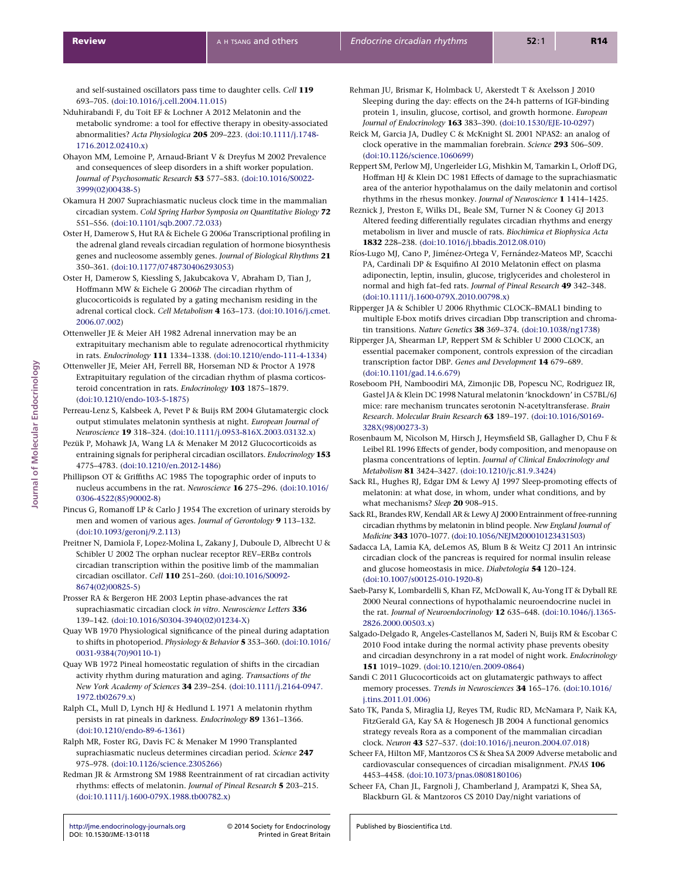and self-sustained oscillators pass time to daughter cells. *Cell* **119** 693–705. (doi:10.1016/j.cell.2004.11.015)

Nduhirabandi F, du Toit EF & Lochner A 2012 Melatonin and the metabolic syndrome: a tool for effective therapy in obesity-associated abnormalities? *Acta Physiologica* **205** 209–223. (doi:10.1111/j.1748-1716.2012.02410.x)

Ohayon MM, Lemoine P, Arnaud-Briant V & Dreyfus M 2002 Prevalence and consequences of sleep disorders in a shift worker population. *Journal of Psychosomatic Research* **53** 577–583. (doi:10.1016/S0022-3999(02)00438-5)

Okamura H 2007 Suprachiasmatic nucleus clock time in the mammalian circadian system. *Cold Spring Harbor Symposia on Quantitative Biology* **72** 551–556. (doi:10.1101/sqb.2007.72.033)

Oster H, Damerow S, Hut RA & Eichele G 2006*a* Transcriptional profiling in the adrenal gland reveals circadian regulation of hormone biosynthesis genes and nucleosome assembly genes. *Journal of Biological Rhythms* **21** 350–361. (doi:10.1177/0748730406293053)

Oster H, Damerow S, Kiessling S, Jakubcakova V, Abraham D, Tian J, Hoffmann MW & Eichele G 2006*b* The circadian rhythm of glucocorticoids is regulated by a gating mechanism residing in the adrenal cortical clock. *Cell Metabolism* **4** 163–173. (doi:10.1016/j.cmet.2006.07.002)

Ottenweller JE & Meier AH 1982 Adrenal innervation may be an extrapituitary mechanism able to regulate adrenocortical rhythmicity in rats. *Endocrinology* **111** 1334–1338. (doi:10.1210/endo-111-4-1334)

Ottenweller JE, Meier AH, Ferrell BR, Horseman ND & Proctor A 1978 Extrapituitary regulation of the circadian rhythm of plasma corticosteroid concentration in rats. *Endocrinology* **103** 1875–1879. (doi:10.1210/endo-103-5-1875)

Perreau-Lenz S, Kalsbeek A, Pevet P & Buijs RM 2004 Glutamatergic clock output stimulates melatonin synthesis at night. *European Journal of Neuroscience* **19** 318–324. (doi:10.1111/j.0953-816X.2003.03132.x)

Pezük P, Mohawk JA, Wang LA & Menaker M 2012 Glucocorticoids as entraining signals for peripheral circadian oscillators. *Endocrinology* **153** 4775–4783. (doi:10.1210/en.2012-1486)

Phillipson OT & Griffiths AC 1985 The topographic order of inputs to nucleus accumbens in the rat. *Neuroscience* **16** 275–296. (doi:10.1016/0306-4522(85)90002-8)

Pincus G, Romanoff LP & Carlo J 1954 The excretion of urinary steroids by men and women of various ages. *Journal of Gerontology* **9** 113–132. (doi:10.1093/geronj/9.2.113)

Preitner N, Damiola F, Lopez-Molina L, Zakany J, Duboule D, Albrecht U & Schibler U 2002 The orphan nuclear receptor REV–ERBα controls circadian transcription within the positive limb of the mammalian circadian oscillator. *Cell* **110** 251–260. (doi:10.1016/S0092-8674(02)00825-5)

Prosser RA & Bergeron HE 2003 Leptin phase-advances the rat suprachiasmatic circadian clock *in vitro*. *Neuroscience Letters* **336** 139–142. (doi:10.1016/S0304-3940(02)01234-X)

Quay WB 1970 Physiological significance of the pineal during adaptation to shifts in photoperiod. *Physiology & Behavior* **5** 353–360. (doi:10.1016/0031-9384(70)90110-1)

Quay WB 1972 Pineal homeostatic regulation of shifts in the circadian activity rhythm during maturation and aging. *Transactions of the New York Academy of Sciences* **34** 239–254. (doi:10.1111/j.2164-0947.1972.tb02679.x)

Ralph CL, Mull D, Lynch HJ & Hedlund L 1971 A melatonin rhythm persists in rat pineals in darkness. *Endocrinology* **89** 1361–1366. (doi:10.1210/endo-89-6-1361)

Ralph MR, Foster RG, Davis FC & Menaker M 1990 Transplanted suprachiasmatic nucleus determines circadian period. *Science* **247** 975–978. (doi:10.1126/science.2305266)

Redman JR & Armstrong SM 1988 Reentrainment of rat circadian activity rhythms: effects of melatonin. *Journal of Pineal Research* **5** 203–215. (doi:10.1111/j.1600-079X.1988.tb00782.x)

Rehman JU, Brismar K, Holmback U, Akerstedt T & Axelsson J 2010 Sleeping during the day: effects on the 24-h patterns of IGF-binding protein 1, insulin, glucose, cortisol, and growth hormone. *European Journal of Endocrinology* **163** 383–390. (doi:10.1530/EJE-10-0297)

Reick M, Garcia JA, Dudley C & McKnight SL 2001 NPAS2: an analog of clock operative in the mammalian forebrain. *Science* **293** 506–509. (doi:10.1126/science.1060699)

Reppert SM, Perlow MJ, Ungerleider LG, Mishkin M, Tamarkin L, Orloff DG, Hoffman HJ & Klein DC 1981 Effects of damage to the suprachiasmatic area of the anterior hypothalamus on the daily melatonin and cortisol rhythms in the rhesus monkey. *Journal of Neuroscience* **1** 1414–1425.

Reznick J, Preston E, Wilks DL, Beale SM, Turner N & Cooney GJ 2013 Altered feeding differentially regulates circadian rhythms and energy metabolism in liver and muscle of rats. *Biochimica et Biophysica Acta* **1832** 228–238. (doi:10.1016/j.bbadis.2012.08.010)

Ríos-Lugo MJ, Cano P, Jiménez-Ortega V, Fernández-Mateos MP, Scacchi PA, Cardinali DP & Esquifino AI 2010 Melatonin effect on plasma adiponectin, leptin, insulin, glucose, triglycerides and cholesterol in normal and high fat–fed rats. *Journal of Pineal Research* **49** 342–348. (doi:10.1111/j.1600-079X.2010.00798.x)

Ripperger JA & Schibler U 2006 Rhythmic CLOCK–BMAL1 binding to multiple E-box motifs drives circadian Dbp transcription and chromatin transitions. *Nature Genetics* **38** 369–374. (doi:10.1038/ng1738)

Ripperger JA, Shearman LP, Reppert SM & Schibler U 2000 CLOCK, an essential pacemaker component, controls expression of the circadian transcription factor DBP. *Genes and Development* **14** 679–689. (doi:10.1101/gad.14.6.679)

Roseboom PH, Namboodiri MA, Zimonjic DB, Popescu NC, Rodriguez IR, Gastel JA & Klein DC 1998 Natural melatonin 'knockdown' in C57BL/6J mice: rare mechanism truncates serotonin N-acetyltransferase. *Brain Research. Molecular Brain Research* **63** 189–197. (doi:10.1016/S0169-328X(98)00273-3)

Rosenbaum M, Nicolson M, Hirsch J, Heymsfield SB, Gallagher D, Chu F & Leibel RL 1996 Effects of gender, body composition, and menopause on plasma concentrations of leptin. *Journal of Clinical Endocrinology and Metabolism* **81** 3424–3427. (doi:10.1210/jc.81.9.3424)

Sack RL, Hughes RJ, Edgar DM & Lewy AJ 1997 Sleep-promoting effects of melatonin: at what dose, in whom, under what conditions, and by what mechanisms? *Sleep* **20** 908–915.

Sack RL, Brandes RW, Kendall AR & Lewy AJ 2000 Entrainment of free-running circadian rhythms by melatonin in blind people. *New England Journal of Medicine* **343** 1070–1077. (doi:10.1056/NEJM200010123431503)

Sadacca LA, Lamia KA, deLemos AS, Blum B & Weitz CJ 2011 An intrinsic circadian clock of the pancreas is required for normal insulin release and glucose homeostasis in mice. *Diabetologia* **54** 120–124. (doi:10.1007/s00125-010-1920-8)

Saeb-Parsy K, Lombardelli S, Khan FZ, McDowall K, Au-Yong IT & Dyball RE 2000 Neural connections of hypothalamic neuroendocrine nuclei in the rat. *Journal of Neuroendocrinology* **12** 635–648. (doi:10.1046/j.1365-2826.2000.00503.x)

Salgado-Delgado R, Angeles-Castellanos M, Saderi N, Buijs RM & Escobar C 2010 Food intake during the normal activity phase prevents obesity and circadian desynchrony in a rat model of night work. *Endocrinology* **151** 1019–1029. (doi:10.1210/en.2009-0864)

Sandi C 2011 Glucocorticoids act on glutamatergic pathways to affect memory processes. *Trends in Neurosciences* **34** 165–176. (doi:10.1016/j.tins.2011.01.006)

Sato TK, Panda S, Miraglia LJ, Reyes TM, Rudic RD, McNamara P, Naik KA, FitzGerald GA, Kay SA & Hogenesch JB 2004 A functional genomics strategy reveals Rora as a component of the mammalian circadian clock. *Neuron* **43** 527–537. (doi:10.1016/j.neuron.2004.07.018)

Scheer FA, Hilton MF, Mantzoros CS & Shea SA 2009 Adverse metabolic and cardiovascular consequences of circadian misalignment. *PNAS* **106** 4453–4458. (doi:10.1073/pnas.0808180106)

Scheer FA, Chan JL, Fargnoli J, Chamberland J, Arampatzi K, Shea SA, Blackburn GL & Mantzoros CS 2010 Day/night variations of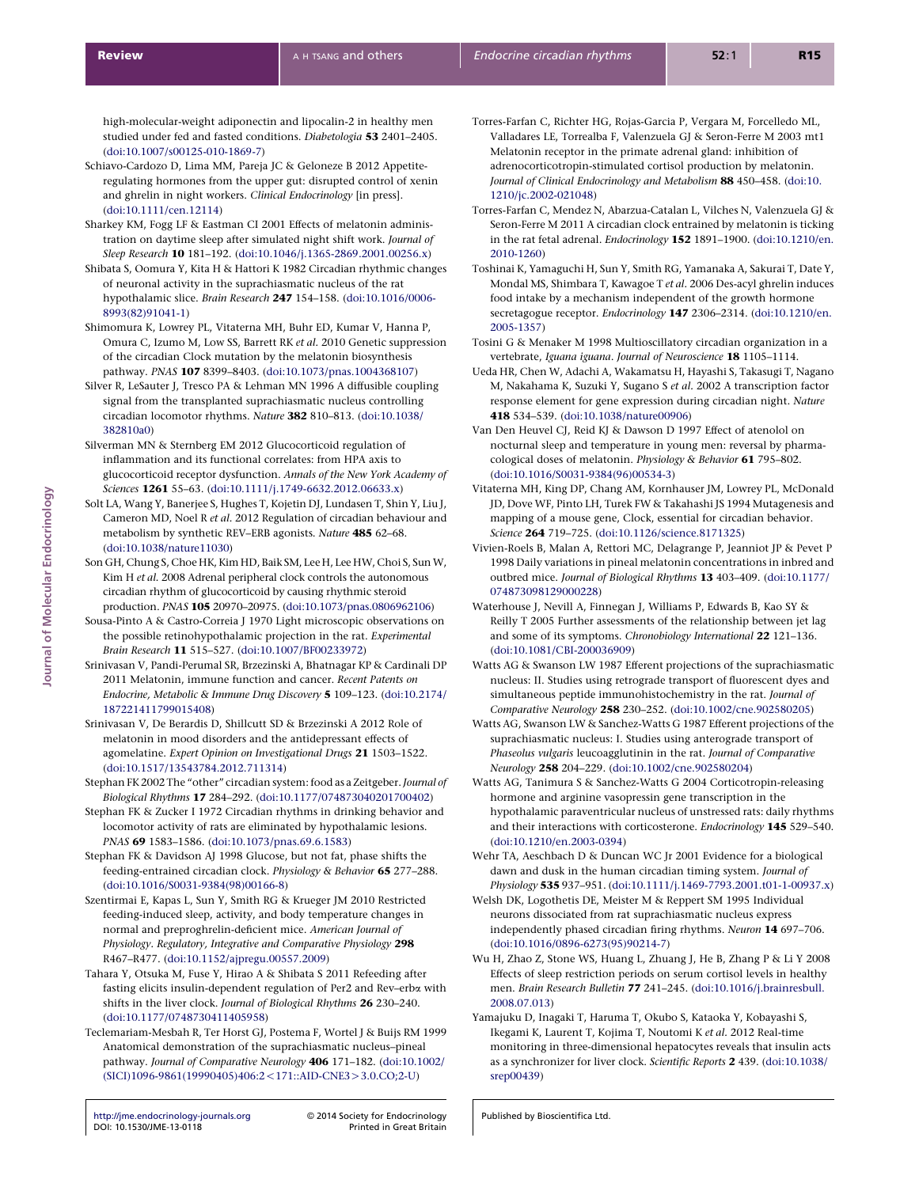high-molecular-weight adiponectin and lipocalin-2 in healthy men studied under fed and fasted conditions. *Diabetologia* **53** 2401–2405. (doi:10.1007/s00125-010-1869-7)

Schiavo-Cardozo D, Lima MM, Pareja JC & Geloneze B 2012 Appetite-regulating hormones from the upper gut: disrupted control of xenin and ghrelin in night workers. *Clinical Endocrinology* [in press]. (doi:10.1111/cen.12114)

Sharkey KM, Fogg LF & Eastman CI 2001 Effects of melatonin administration on daytime sleep after simulated night shift work. *Journal of Sleep Research* **10** 181–192. (doi:10.1046/j.1365-2869.2001.00256.x)

Shibata S, Oomura Y, Kita H & Hattori K 1982 Circadian rhythmic changes of neuronal activity in the suprachiasmatic nucleus of the rat hypothalamic slice. *Brain Research* **247** 154–158. (doi:10.1016/0006-8993(82)91041-1)

Shimomura K, Lowrey PL, Vitaterna MH, Buhr ED, Kumar V, Hanna P, Omura C, Izumo M, Low SS, Barrett RK *et al.* 2010 Genetic suppression of the circadian Clock mutation by the melatonin biosynthesis pathway. *PNAS* **107** 8399–8403. (doi:10.1073/pnas.1004368107)

Silver R, LeSauter J, Tresco PA & Lehman MN 1996 A diffusible coupling signal from the transplanted suprachiasmatic nucleus controlling circadian locomotor rhythms. *Nature* **382** 810–813. (doi:10.1038/382810a0)

Silverman MN & Sternberg EM 2012 Glucocorticoid regulation of inflammation and its functional correlates: from HPA axis to glucocorticoid receptor dysfunction. *Annals of the New York Academy of Sciences* **1261** 55–63. (doi:10.1111/j.1749-6632.2012.06633.x)

Solt LA, Wang Y, Banerjee S, Hughes T, Kojetin DJ, Lundasen T, Shin Y, Liu J, Cameron MD, Noel R *et al.* 2012 Regulation of circadian behaviour and metabolism by synthetic REV–ERB agonists. *Nature* **485** 62–68. (doi:10.1038/nature11030)

Son GH, Chung S, Choe HK, Kim HD, Baik SM, Lee H, Lee HW, Choi S, Sun W, Kim H *et al.* 2008 Adrenal peripheral clock controls the autonomous circadian rhythm of glucocorticoid by causing rhythmic steroid production. *PNAS* **105** 20970–20975. (doi:10.1073/pnas.0806962106)

Sousa-Pinto A & Castro-Correia J 1970 Light microscopic observations on the possible retinohypothalamic projection in the rat. *Experimental Brain Research* **11** 515–527. (doi:10.1007/BF00233972)

Srinivasan V, Pandi-Perumal SR, Brzezinski A, Bhatnagar KP & Cardinali DP 2011 Melatonin, immune function and cancer. *Recent Patents on Endocrine, Metabolic & Immune Drug Discovery* **5** 109–123. (doi:10.2174/187221411799015408)

Srinivasan V, De Berardis D, Shillcutt SD & Brzezinski A 2012 Role of melatonin in mood disorders and the antidepressant effects of agomelatine. *Expert Opinion on Investigational Drugs* **21** 1503–1522. (doi:10.1517/13543784.2012.711314)

Stephan FK 2002 The "other" circadian system: food as a Zeitgeber. *Journal of Biological Rhythms* **17** 284–292. (doi:10.1177/074873040201700402)

Stephan FK & Zucker I 1972 Circadian rhythms in drinking behavior and locomotor activity of rats are eliminated by hypothalamic lesions. *PNAS* **69** 1583–1586. (doi:10.1073/pnas.69.6.1583)

Stephan FK & Davidson AJ 1998 Glucose, but not fat, phase shifts the feeding-entrained circadian clock. *Physiology & Behavior* **65** 277–288. (doi:10.1016/S0031-9384(98)00166-8)

Szentirmai E, Kapas L, Sun Y, Smith RG & Krueger JM 2010 Restricted feeding-induced sleep, activity, and body temperature changes in normal and preproghrelin-deficient mice. *American Journal of Physiology. Regulatory, Integrative and Comparative Physiology* **298** R467–R477. (doi:10.1152/ajpregu.00557.2009)

Tahara Y, Otsuka M, Fuse Y, Hirao A & Shibata S 2011 Refeeding after fasting elicits insulin-dependent regulation of Per2 and Rev–erbα with shifts in the liver clock. *Journal of Biological Rhythms* **26** 230–240. (doi:10.1177/0748730411405958)

Teclemariam-Mesbah R, Ter Horst GJ, Postema F, Wortel J & Buijs RM 1999 Anatomical demonstration of the suprachiasmatic nucleus–pineal pathway. *Journal of Comparative Neurology* **406** 171–182. (doi:10.1002/(SICI)1096-9861(19990405)406:2<171::AID-CNE3>3.0.CO;2-U)

Torres-Farfan C, Richter HG, Rojas-Garcia P, Vergara M, Forcelledo ML, Valladares LE, Torrealba F, Valenzuela GJ & Seron-Ferre M 2003 mt1 Melatonin receptor in the primate adrenal gland: inhibition of adrenocorticotropin-stimulated cortisol production by melatonin. *Journal of Clinical Endocrinology and Metabolism* **88** 450–458. (doi:10.1210/jc.2002-021048)

Torres-Farfan C, Mendez N, Abarzua-Catalan L, Vilches N, Valenzuela GJ & Seron-Ferre M 2011 A circadian clock entrained by melatonin is ticking in the rat fetal adrenal. *Endocrinology* **152** 1891–1900. (doi:10.1210/en.2010-1260)

Toshinai K, Yamaguchi H, Sun Y, Smith RG, Yamanaka A, Sakurai T, Date Y, Mondal MS, Shimbara T, Kawagoe T *et al.* 2006 Des-acyl ghrelin induces food intake by a mechanism independent of the growth hormone secretagogue receptor. *Endocrinology* **147** 2306–2314. (doi:10.1210/en.2005-1357)

Tosini G & Menaker M 1998 Multioscillatory circadian organization in a vertebrate, *Iguana iguana*. *Journal of Neuroscience* **18** 1105–1114.

Ueda HR, Chen W, Adachi A, Wakamatsu H, Hayashi S, Takasugi T, Nagano M, Nakahama K, Suzuki Y, Sugano S *et al.* 2002 A transcription factor response element for gene expression during circadian night. *Nature* **418** 534–539. (doi:10.1038/nature00906)

Van Den Heuvel CJ, Reid KJ & Dawson D 1997 Effect of atenolol on nocturnal sleep and temperature in young men: reversal by pharmacological doses of melatonin. *Physiology & Behavior* **61** 795–802. (doi:10.1016/S0031-9384(96)00534-3)

Vitaterna MH, King DP, Chang AM, Kornhauser JM, Lowrey PL, McDonald JD, Dove WF, Pinto LH, Turek FW & Takahashi JS 1994 Mutagenesis and mapping of a mouse gene, Clock, essential for circadian behavior. *Science* **264** 719–725. (doi:10.1126/science.8171325)

Vivien-Roels B, Malan A, Rettori MC, Delagrange P, Jeanniot JP & Pevet P 1998 Daily variations in pineal melatonin concentrations in inbred and outbred mice. *Journal of Biological Rhythms* **13** 403–409. (doi:10.1177/074873098129000228)

Waterhouse J, Nevill A, Finnegan J, Williams P, Edwards B, Kao SY & Reilly T 2005 Further assessments of the relationship between jet lag and some of its symptoms. *Chronobiology International* **22** 121–136. (doi:10.1081/CBI-200036909)

Watts AG & Swanson LW 1987 Efferent projections of the suprachiasmatic nucleus: II. Studies using retrograde transport of fluorescent dyes and simultaneous peptide immunohistochemistry in the rat. *Journal of Comparative Neurology* **258** 230–252. (doi:10.1002/cne.902580205)

Watts AG, Swanson LW & Sanchez-Watts G 1987 Efferent projections of the suprachiasmatic nucleus: I. Studies using anterograde transport of *Phaseolus vulgaris* leucoagglutinin in the rat. *Journal of Comparative Neurology* **258** 204–229. (doi:10.1002/cne.902580204)

Watts AG, Tanimura S & Sanchez-Watts G 2004 Corticotropin-releasing hormone and arginine vasopressin gene transcription in the hypothalamic paraventricular nucleus of unstressed rats: daily rhythms and their interactions with corticosterone. *Endocrinology* **145** 529–540. (doi:10.1210/en.2003-0394)

Wehr TA, Aeschbach D & Duncan WC Jr 2001 Evidence for a biological dawn and dusk in the human circadian timing system. *Journal of Physiology* **535** 937–951. (doi:10.1111/j.1469-7793.2001.t01-1-00937.x)

Welsh DK, Logothetis DE, Meister M & Reppert SM 1995 Individual neurons dissociated from rat suprachiasmatic nucleus express independently phased circadian firing rhythms. *Neuron* **14** 697–706. (doi:10.1016/0896-6273(95)90214-7)

Wu H, Zhao Z, Stone WS, Huang L, Zhuang J, He B, Zhang P & Li Y 2008 Effects of sleep restriction periods on serum cortisol levels in healthy men. *Brain Research Bulletin* **77** 241–245. (doi:10.1016/j.brainresbull.2008.07.013)

Yamajuku D, Inagaki T, Haruma T, Okubo S, Kataoka Y, Kobayashi S, Ikegami K, Laurent T, Kojima T, Noutomi K *et al.* 2012 Real-time monitoring in three-dimensional hepatocytes reveals that insulin acts as a synchronizer for liver clock. *Scientific Reports* **2** 439. (doi:10.1038/srep00439)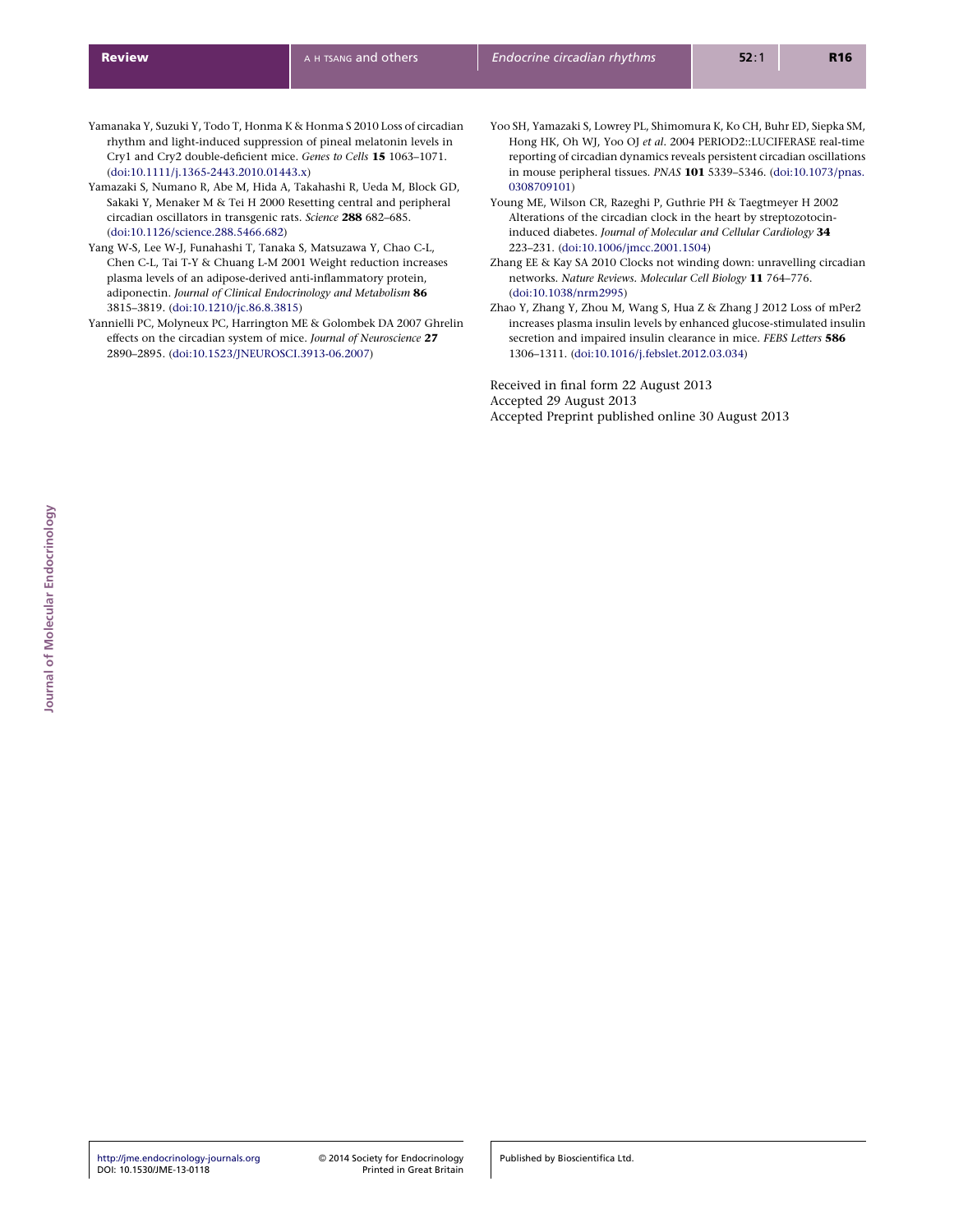Yamanaka Y, Suzuki Y, Todo T, Honma K & Honma S 2010 Loss of circadian rhythm and light-induced suppression of pineal melatonin levels in Cry1 and Cry2 double-deficient mice. *Genes to Cells* **15** 1063–1071. (doi:10.1111/j.1365-2443.2010.01443.x)

Yamazaki S, Numano R, Abe M, Hida A, Takahashi R, Ueda M, Block GD, Sakaki Y, Menaker M & Tei H 2000 Resetting central and peripheral circadian oscillators in transgenic rats. *Science* **288** 682–685. (doi:10.1126/science.288.5466.682)

Yang W-S, Lee W-J, Funahashi T, Tanaka S, Matsuzawa Y, Chao C-L, Chen C-L, Tai T-Y & Chuang L-M 2001 Weight reduction increases plasma levels of an adipose-derived anti-inflammatory protein, adiponectin. *Journal of Clinical Endocrinology and Metabolism* **86** 3815–3819. (doi:10.1210/jc.86.8.3815)

Yannielli PC, Molyneux PC, Harrington ME & Golombek DA 2007 Ghrelin effects on the circadian system of mice. *Journal of Neuroscience* **27** 2890–2895. (doi:10.1523/JNEUROSCI.3913-06.2007)

Yoo SH, Yamazaki S, Lowrey PL, Shimomura K, Ko CH, Buhr ED, Siepka SM, Hong HK, Oh WJ, Yoo OJ *et al*. 2004 PERIOD2::LUCIFERASE real-time reporting of circadian dynamics reveals persistent circadian oscillations in mouse peripheral tissues. *PNAS* **101** 5339–5346. (doi:10.1073/pnas.0308709101)

Young ME, Wilson CR, Razeghi P, Guthrie PH & Taegtmeyer H 2002 Alterations of the circadian clock in the heart by streptozotocin-induced diabetes. *Journal of Molecular and Cellular Cardiology* **34** 223–231. (doi:10.1006/jmcc.2001.1504)

Zhang EE & Kay SA 2010 Clocks not winding down: unravelling circadian networks. *Nature Reviews. Molecular Cell Biology* **11** 764–776. (doi:10.1038/nrm2995)

Zhao Y, Zhang Y, Zhou M, Wang S, Hua Z & Zhang J 2012 Loss of mPer2 increases plasma insulin levels by enhanced glucose-stimulated insulin secretion and impaired insulin clearance in mice. *FEBS Letters* **586** 1306–1311. (doi:10.1016/j.febslet.2012.03.034)

Received in final form 22 August 2013
Accepted 29 August 2013
Accepted Preprint published online 30 August 2013